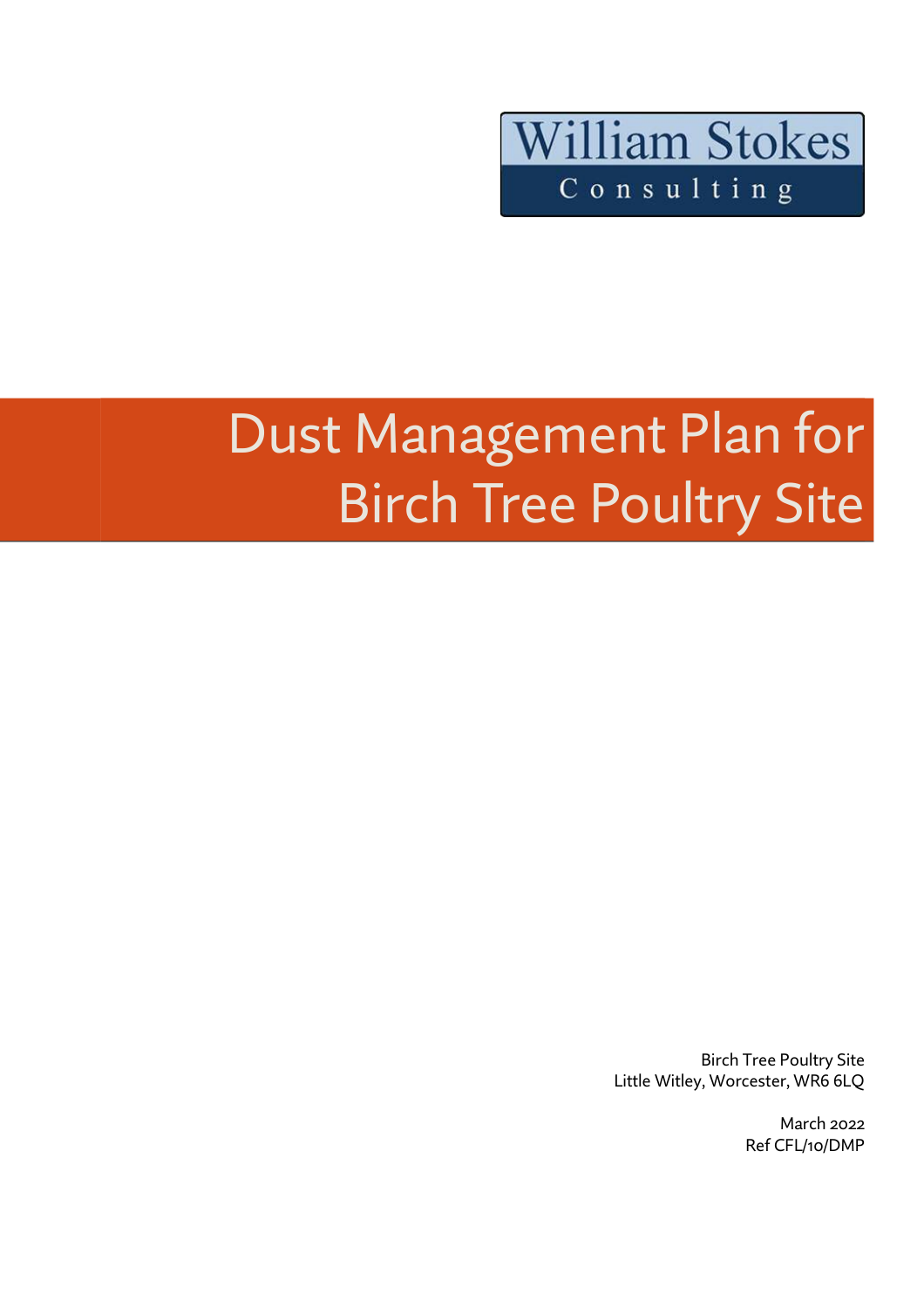William Stokes Consulting

# Dust Management Plan for Birch Tree Poultry Site

Birch Tree Poultry Site
Little Witley, Worcester, WR6 6LQ

March 2022
Ref CFL/10/DMP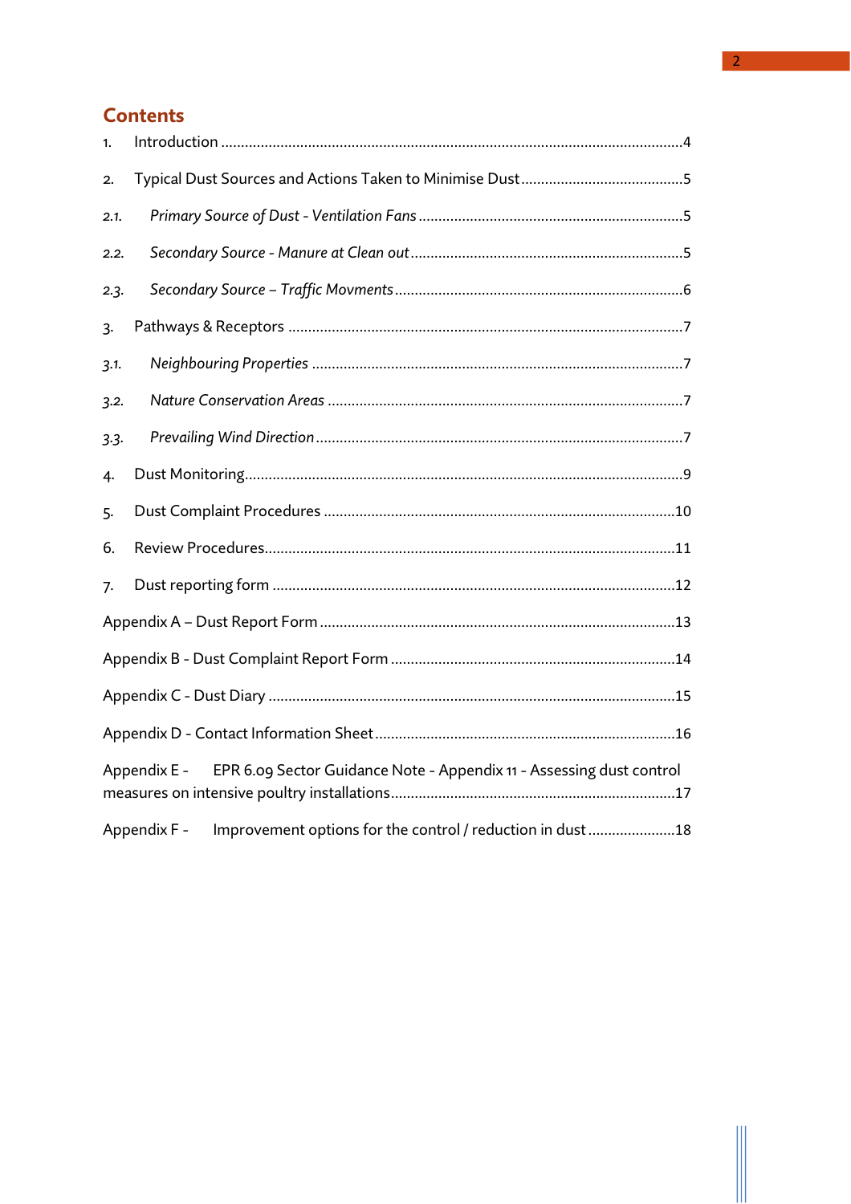## Contents

1. Introduction ....................................................................................................................4
2. Typical Dust Sources and Actions Taken to Minimise Dust ........................................5
   - 2.1. *Primary Source of Dust - Ventilation Fans* .................................................................5
   - 2.2. *Secondary Source - Manure at Clean out* ...................................................................5
   - 2.3. *Secondary Source – Traffic Movments* .......................................................................6
3. Pathways & Receptors ..................................................................................................7
   - 3.1. *Neighbouring Properties* ............................................................................................7
   - 3.2. *Nature Conservation Areas* ........................................................................................7
   - 3.3. *Prevailing Wind Direction* ...........................................................................................7
4. Dust Monitoring.............................................................................................................9
5. Dust Complaint Procedures ........................................................................................10
6. Review Procedures......................................................................................................11
7. Dust reporting form .....................................................................................................12

Appendix A – Dust Report Form .........................................................................................13

Appendix B - Dust Complaint Report Form .......................................................................14

Appendix C - Dust Diary .....................................................................................................15

Appendix D - Contact Information Sheet...........................................................................16

Appendix E - EPR 6.09 Sector Guidance Note - Appendix 11 - Assessing dust control measures on intensive poultry installations.......................................................................17

Appendix F - Improvement options for the control / reduction in dust ......................18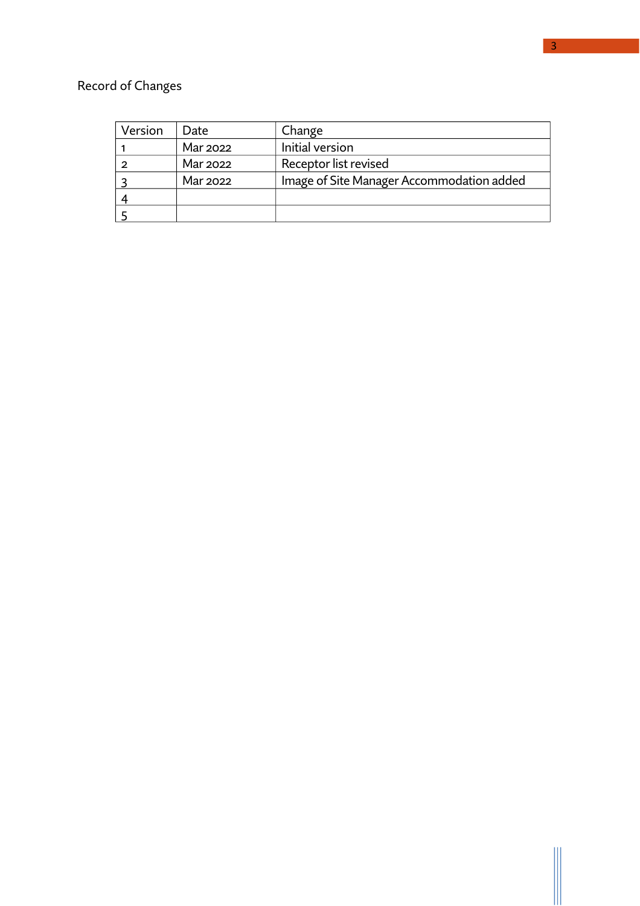Record of Changes

| Version | Date | Change |
|---|---|---|
| 1 | Mar 2022 | Initial version |
| 2 | Mar 2022 | Receptor list revised |
| 3 | Mar 2022 | Image of Site Manager Accommodation added |
| 4 | | |
| 5 | | |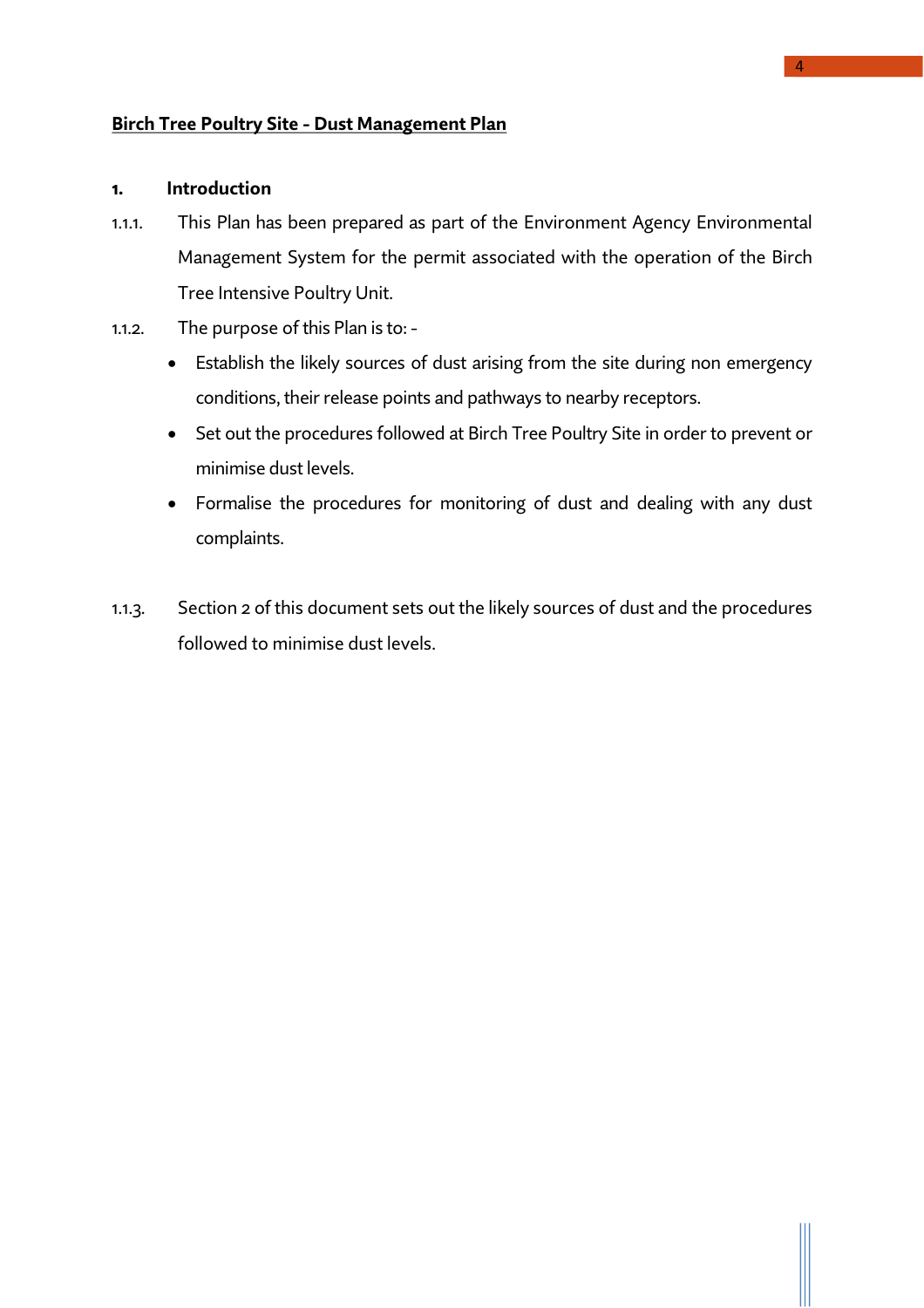**Birch Tree Poultry Site - Dust Management Plan**

## 1. Introduction

1.1.1. This Plan has been prepared as part of the Environment Agency Environmental Management System for the permit associated with the operation of the Birch Tree Intensive Poultry Unit.

1.1.2. The purpose of this Plan is to: -

- Establish the likely sources of dust arising from the site during non emergency conditions, their release points and pathways to nearby receptors.
- Set out the procedures followed at Birch Tree Poultry Site in order to prevent or minimise dust levels.
- Formalise the procedures for monitoring of dust and dealing with any dust complaints.

1.1.3. Section 2 of this document sets out the likely sources of dust and the procedures followed to minimise dust levels.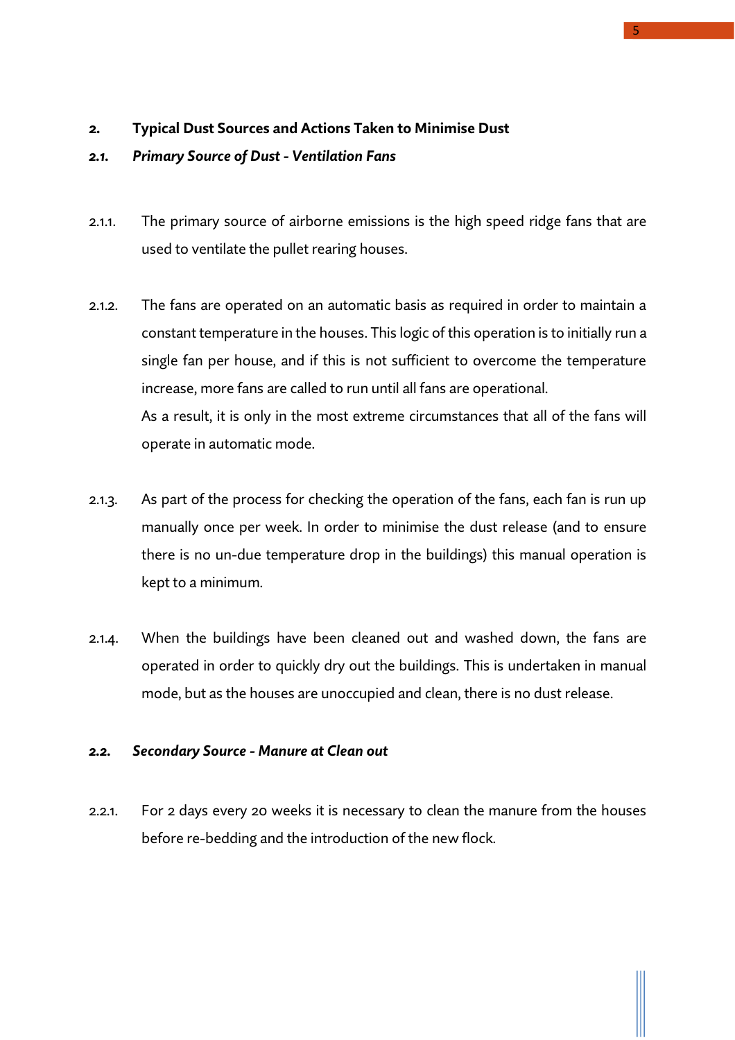## 2. Typical Dust Sources and Actions Taken to Minimise Dust

### *2.1. Primary Source of Dust - Ventilation Fans*

2.1.1. The primary source of airborne emissions is the high speed ridge fans that are used to ventilate the pullet rearing houses.

2.1.2. The fans are operated on an automatic basis as required in order to maintain a constant temperature in the houses. This logic of this operation is to initially run a single fan per house, and if this is not sufficient to overcome the temperature increase, more fans are called to run until all fans are operational.
As a result, it is only in the most extreme circumstances that all of the fans will operate in automatic mode.

2.1.3. As part of the process for checking the operation of the fans, each fan is run up manually once per week. In order to minimise the dust release (and to ensure there is no un-due temperature drop in the buildings) this manual operation is kept to a minimum.

2.1.4. When the buildings have been cleaned out and washed down, the fans are operated in order to quickly dry out the buildings. This is undertaken in manual mode, but as the houses are unoccupied and clean, there is no dust release.

### *2.2. Secondary Source - Manure at Clean out*

2.2.1. For 2 days every 20 weeks it is necessary to clean the manure from the houses before re-bedding and the introduction of the new flock.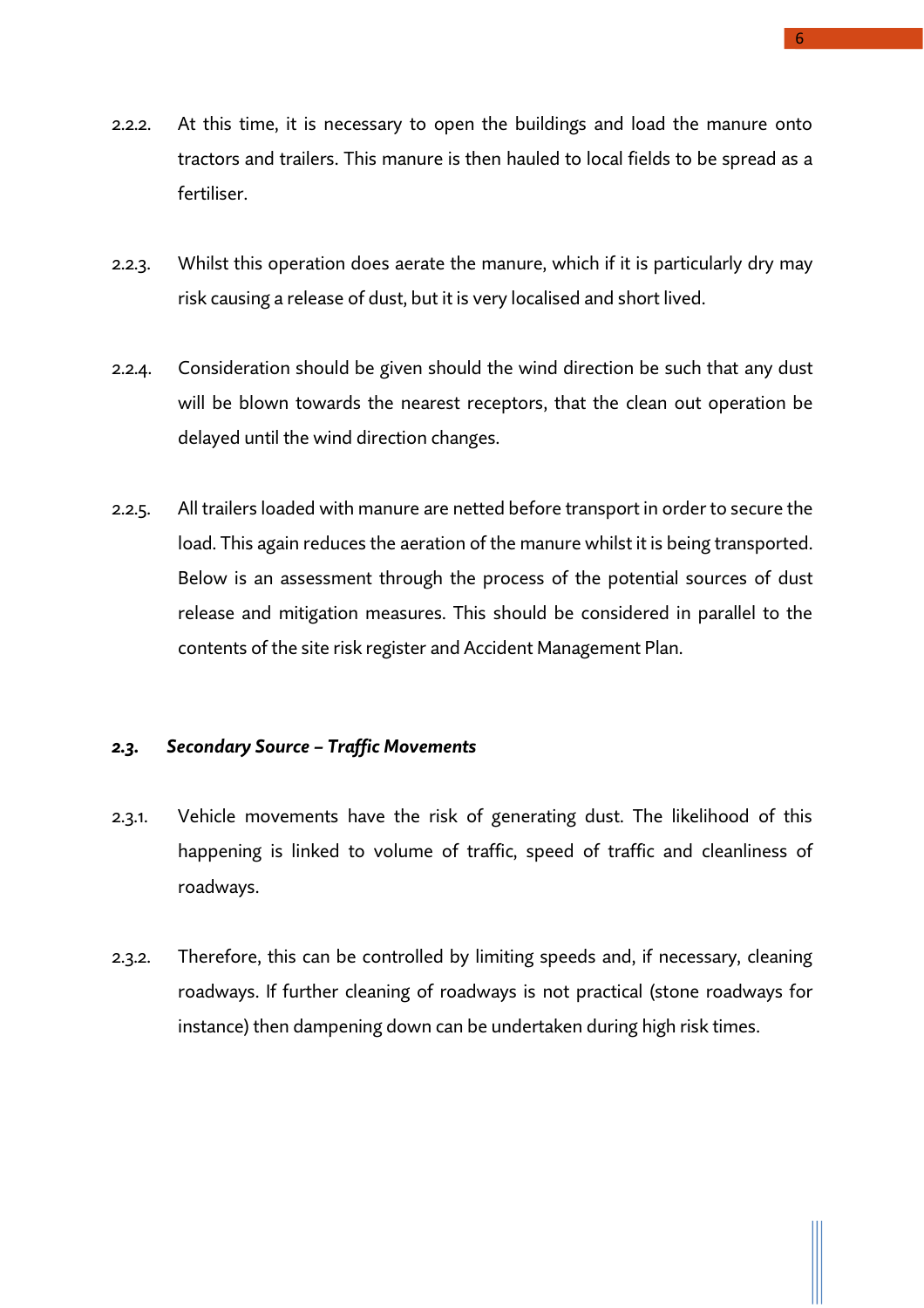2.2.2. At this time, it is necessary to open the buildings and load the manure onto tractors and trailers. This manure is then hauled to local fields to be spread as a fertiliser.

2.2.3. Whilst this operation does aerate the manure, which if it is particularly dry may risk causing a release of dust, but it is very localised and short lived.

2.2.4. Consideration should be given should the wind direction be such that any dust will be blown towards the nearest receptors, that the clean out operation be delayed until the wind direction changes.

2.2.5. All trailers loaded with manure are netted before transport in order to secure the load. This again reduces the aeration of the manure whilst it is being transported. Below is an assessment through the process of the potential sources of dust release and mitigation measures. This should be considered in parallel to the contents of the site risk register and Accident Management Plan.

### *2.3. Secondary Source – Traffic Movements*

2.3.1. Vehicle movements have the risk of generating dust. The likelihood of this happening is linked to volume of traffic, speed of traffic and cleanliness of roadways.

2.3.2. Therefore, this can be controlled by limiting speeds and, if necessary, cleaning roadways. If further cleaning of roadways is not practical (stone roadways for instance) then dampening down can be undertaken during high risk times.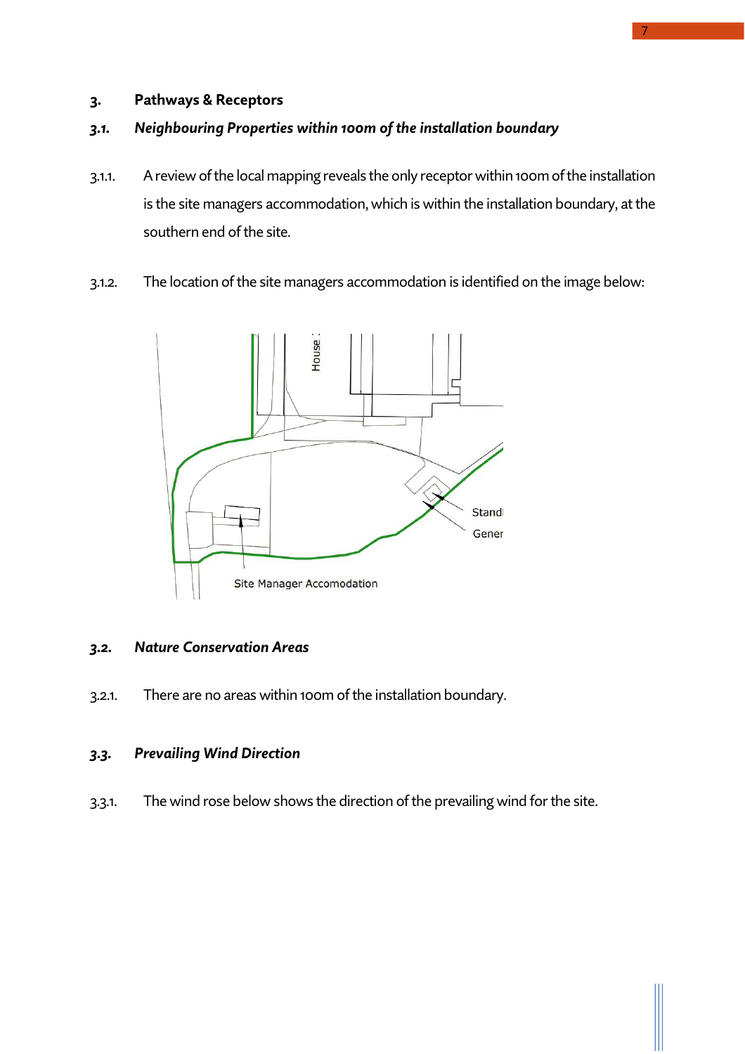## 3. Pathways & Receptors

### *3.1. Neighbouring Properties within 100m of the installation boundary*

3.1.1. A review of the local mapping reveals the only receptor within 100m of the installation is the site managers accommodation, which is within the installation boundary, at the southern end of the site.

3.1.2. The location of the site managers accommodation is identified on the image below:

### *3.2. Nature Conservation Areas*

3.2.1. There are no areas within 100m of the installation boundary.

### *3.3. Prevailing Wind Direction*

3.3.1. The wind rose below shows the direction of the prevailing wind for the site.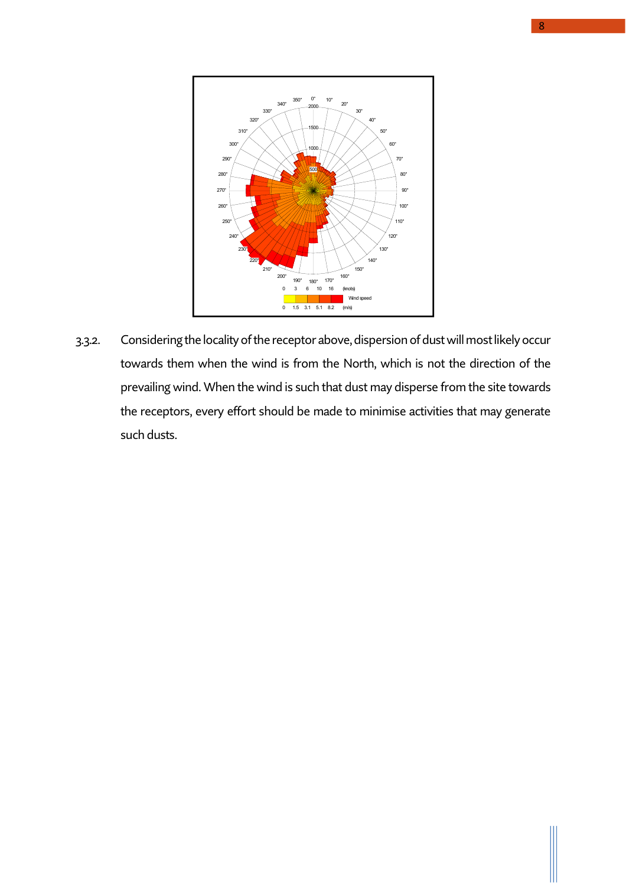3.3.2. Considering the locality of the receptor above, dispersion of dust will most likely occur towards them when the wind is from the North, which is not the direction of the prevailing wind. When the wind is such that dust may disperse from the site towards the receptors, every effort should be made to minimise activities that may generate such dusts.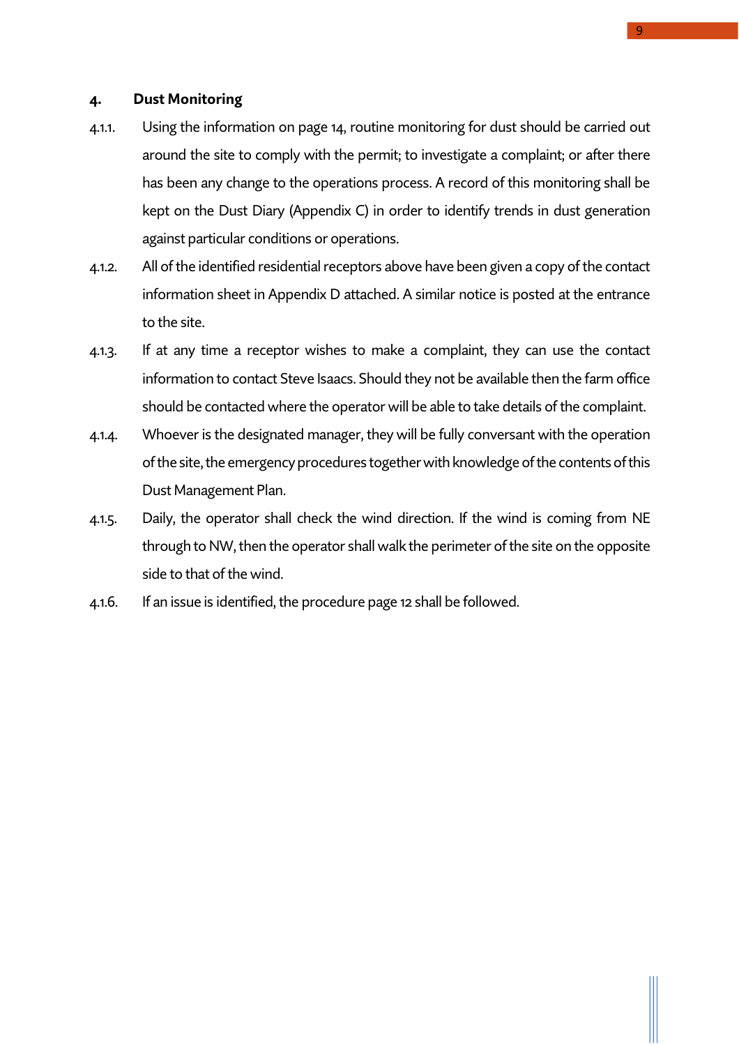## 4. Dust Monitoring

4.1.1. Using the information on page 14, routine monitoring for dust should be carried out around the site to comply with the permit; to investigate a complaint; or after there has been any change to the operations process. A record of this monitoring shall be kept on the Dust Diary (Appendix C) in order to identify trends in dust generation against particular conditions or operations.

4.1.2. All of the identified residential receptors above have been given a copy of the contact information sheet in Appendix D attached. A similar notice is posted at the entrance to the site.

4.1.3. If at any time a receptor wishes to make a complaint, they can use the contact information to contact Steve Isaacs. Should they not be available then the farm office should be contacted where the operator will be able to take details of the complaint.

4.1.4. Whoever is the designated manager, they will be fully conversant with the operation of the site, the emergency procedures together with knowledge of the contents of this Dust Management Plan.

4.1.5. Daily, the operator shall check the wind direction. If the wind is coming from NE through to NW, then the operator shall walk the perimeter of the site on the opposite side to that of the wind.

4.1.6. If an issue is identified, the procedure page 12 shall be followed.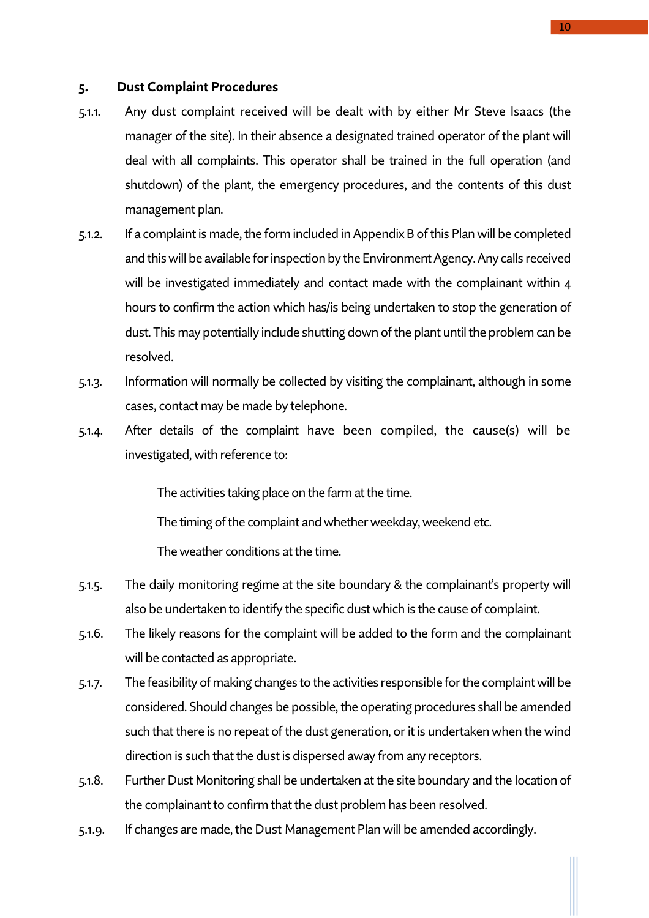## 5. Dust Complaint Procedures

5.1.1. Any dust complaint received will be dealt with by either Mr Steve Isaacs (the manager of the site). In their absence a designated trained operator of the plant will deal with all complaints. This operator shall be trained in the full operation (and shutdown) of the plant, the emergency procedures, and the contents of this dust management plan.

5.1.2. If a complaint is made, the form included in Appendix B of this Plan will be completed and this will be available for inspection by the Environment Agency. Any calls received will be investigated immediately and contact made with the complainant within 4 hours to confirm the action which has/is being undertaken to stop the generation of dust. This may potentially include shutting down of the plant until the problem can be resolved.

5.1.3. Information will normally be collected by visiting the complainant, although in some cases, contact may be made by telephone.

5.1.4. After details of the complaint have been compiled, the cause(s) will be investigated, with reference to:

The activities taking place on the farm at the time.

The timing of the complaint and whether weekday, weekend etc.

The weather conditions at the time.

5.1.5. The daily monitoring regime at the site boundary & the complainant's property will also be undertaken to identify the specific dust which is the cause of complaint.

5.1.6. The likely reasons for the complaint will be added to the form and the complainant will be contacted as appropriate.

5.1.7. The feasibility of making changes to the activities responsible for the complaint will be considered. Should changes be possible, the operating procedures shall be amended such that there is no repeat of the dust generation, or it is undertaken when the wind direction is such that the dust is dispersed away from any receptors.

5.1.8. Further Dust Monitoring shall be undertaken at the site boundary and the location of the complainant to confirm that the dust problem has been resolved.

5.1.9. If changes are made, the Dust Management Plan will be amended accordingly.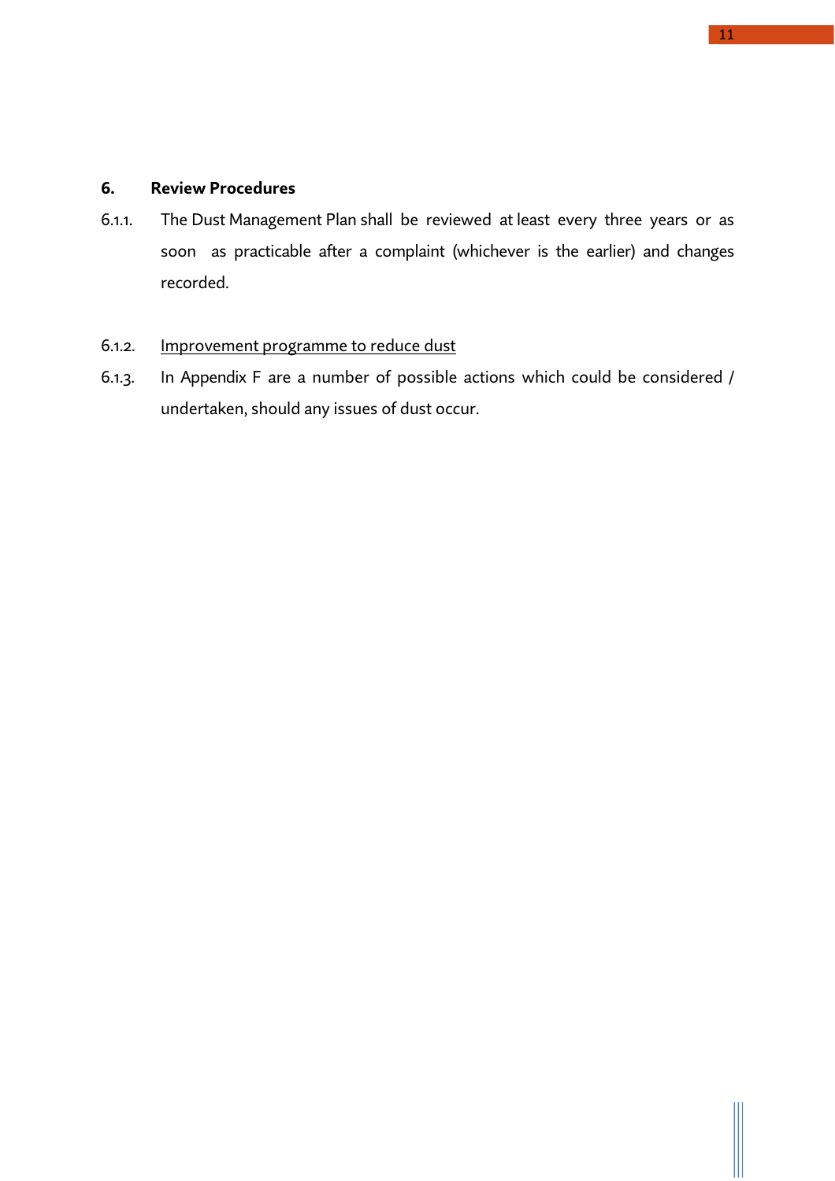## 6. Review Procedures

6.1.1. The Dust Management Plan shall be reviewed at least every three years or as soon as practicable after a complaint (whichever is the earlier) and changes recorded.

6.1.2. Improvement programme to reduce dust

6.1.3. In Appendix F are a number of possible actions which could be considered / undertaken, should any issues of dust occur.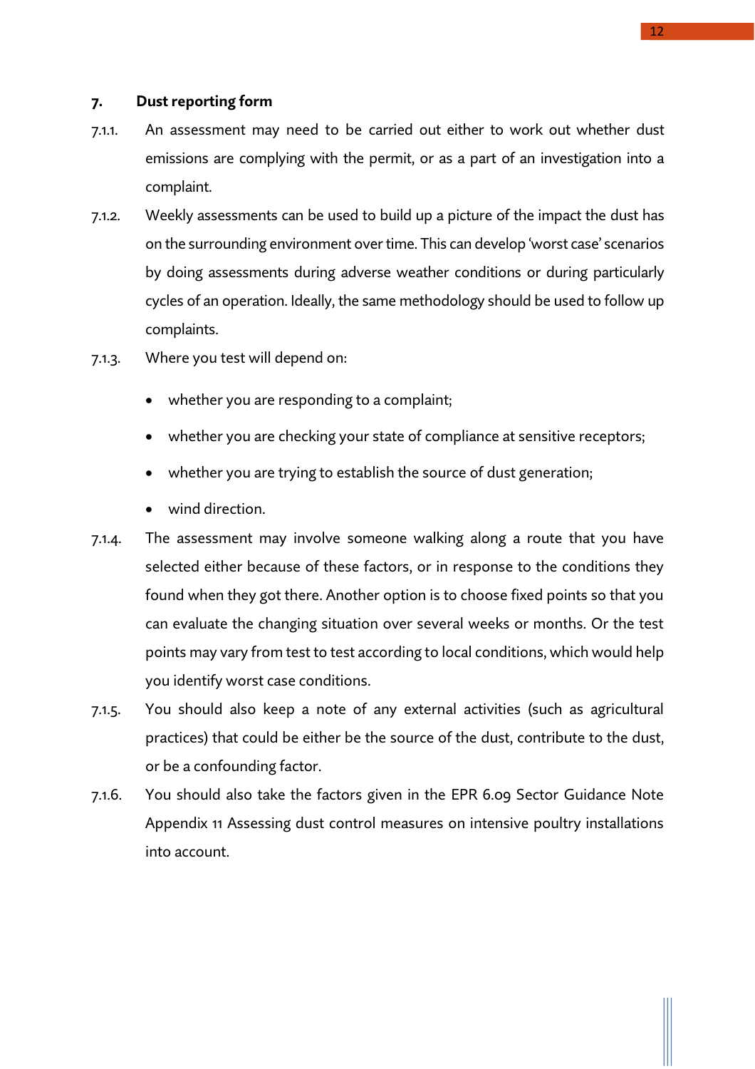## 7. Dust reporting form

7.1.1. An assessment may need to be carried out either to work out whether dust emissions are complying with the permit, or as a part of an investigation into a complaint.

7.1.2. Weekly assessments can be used to build up a picture of the impact the dust has on the surrounding environment over time. This can develop 'worst case' scenarios by doing assessments during adverse weather conditions or during particularly cycles of an operation. Ideally, the same methodology should be used to follow up complaints.

7.1.3. Where you test will depend on:

- whether you are responding to a complaint;
- whether you are checking your state of compliance at sensitive receptors;
- whether you are trying to establish the source of dust generation;
- wind direction.

7.1.4. The assessment may involve someone walking along a route that you have selected either because of these factors, or in response to the conditions they found when they got there. Another option is to choose fixed points so that you can evaluate the changing situation over several weeks or months. Or the test points may vary from test to test according to local conditions, which would help you identify worst case conditions.

7.1.5. You should also keep a note of any external activities (such as agricultural practices) that could be either be the source of the dust, contribute to the dust, or be a confounding factor.

7.1.6. You should also take the factors given in the EPR 6.09 Sector Guidance Note Appendix 11 Assessing dust control measures on intensive poultry installations into account.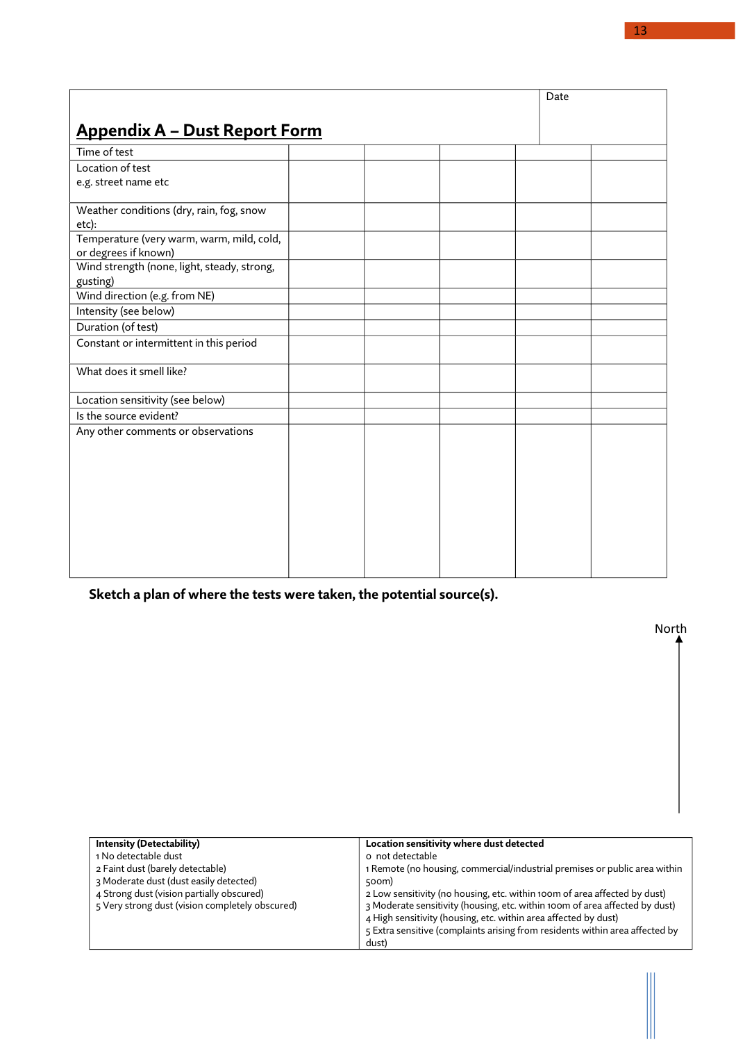## Appendix A – Dust Report Form

| | | | | | |
|---|---|---|---|---|---|
| Date | | | | | |
| Time of test | | | | | |
| Location of test<br>e.g. street name etc | | | | | |
| Weather conditions (dry, rain, fog, snow etc): | | | | | |
| Temperature (very warm, warm, mild, cold, or degrees if known) | | | | | |
| Wind strength (none, light, steady, strong, gusting) | | | | | |
| Wind direction (e.g. from NE) | | | | | |
| Intensity (see below) | | | | | |
| Duration (of test) | | | | | |
| Constant or intermittent in this period | | | | | |
| What does it smell like? | | | | | |
| Location sensitivity (see below) | | | | | |
| Is the source evident? | | | | | |
| Any other comments or observations | | | | | |

**Sketch a plan of where the tests were taken, the potential source(s).**

North

| **Intensity (Detectability)** | **Location sensitivity where dust detected** |
|---|---|
| 1 No detectable dust<br>2 Faint dust (barely detectable)<br>3 Moderate dust (dust easily detected)<br>4 Strong dust (vision partially obscured)<br>5 Very strong dust (vision completely obscured) | 0 not detectable<br>1 Remote (no housing, commercial/industrial premises or public area within 500m)<br>2 Low sensitivity (no housing, etc. within 100m of area affected by dust)<br>3 Moderate sensitivity (housing, etc. within 100m of area affected by dust)<br>4 High sensitivity (housing, etc. within area affected by dust)<br>5 Extra sensitive (complaints arising from residents within area affected by dust) |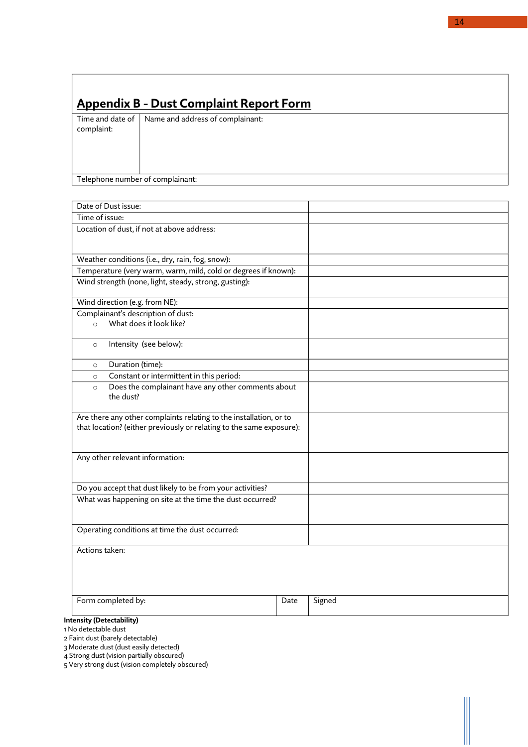## Appendix B - Dust Complaint Report Form

| Time and date of complaint: | Name and address of complainant: |
|---|---|
| Telephone number of complainant: | |

| | |
|---|---|
| Date of Dust issue: | |
| Time of issue: | |
| Location of dust, if not at above address: | |
| Weather conditions (i.e., dry, rain, fog, snow): | |
| Temperature (very warm, warm, mild, cold or degrees if known): | |
| Wind strength (none, light, steady, strong, gusting): | |
| Wind direction (e.g. from NE): | |
| Complainant's description of dust:<br>○ What does it look like? | |
| ○ Intensity (see below): | |
| ○ Duration (time): | |
| ○ Constant or intermittent in this period: | |
| ○ Does the complainant have any other comments about the dust? | |
| Are there any other complaints relating to the installation, or to that location? (either previously or relating to the same exposure): | |
| Any other relevant information: | |
| Do you accept that dust likely to be from your activities? | |
| What was happening on site at the time the dust occurred? | |
| Operating conditions at time the dust occurred: | |
| Actions taken: | |

| Form completed by: | Date | Signed |
|---|---|---|

**Intensity (Detectability)**

1 No detectable dust
2 Faint dust (barely detectable)
3 Moderate dust (dust easily detected)
4 Strong dust (vision partially obscured)
5 Very strong dust (vision completely obscured)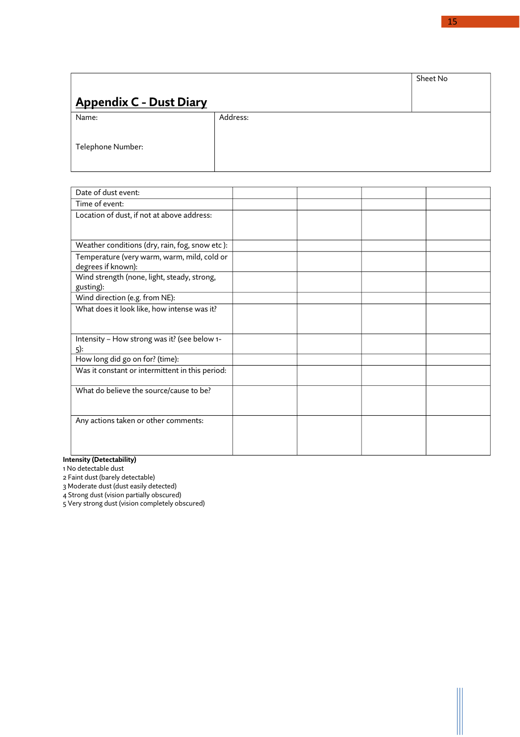## Appendix C - Dust Diary

| | Sheet No |
|---|---|
| Name:<br><br>Telephone Number: | Address: |

| | | | | |
|---|---|---|---|---|
| Date of dust event: | | | | |
| Time of event: | | | | |
| Location of dust, if not at above address: | | | | |
| Weather conditions (dry, rain, fog, snow etc ): | | | | |
| Temperature (very warm, warm, mild, cold or degrees if known): | | | | |
| Wind strength (none, light, steady, strong, gusting): | | | | |
| Wind direction (e.g. from NE): | | | | |
| What does it look like, how intense was it? | | | | |
| Intensity – How strong was it? (see below 1-5): | | | | |
| How long did go on for? (time): | | | | |
| Was it constant or intermittent in this period: | | | | |
| What do believe the source/cause to be? | | | | |
| Any actions taken or other comments: | | | | |

**Intensity (Detectability)**

1 No detectable dust
2 Faint dust (barely detectable)
3 Moderate dust (dust easily detected)
4 Strong dust (vision partially obscured)
5 Very strong dust (vision completely obscured)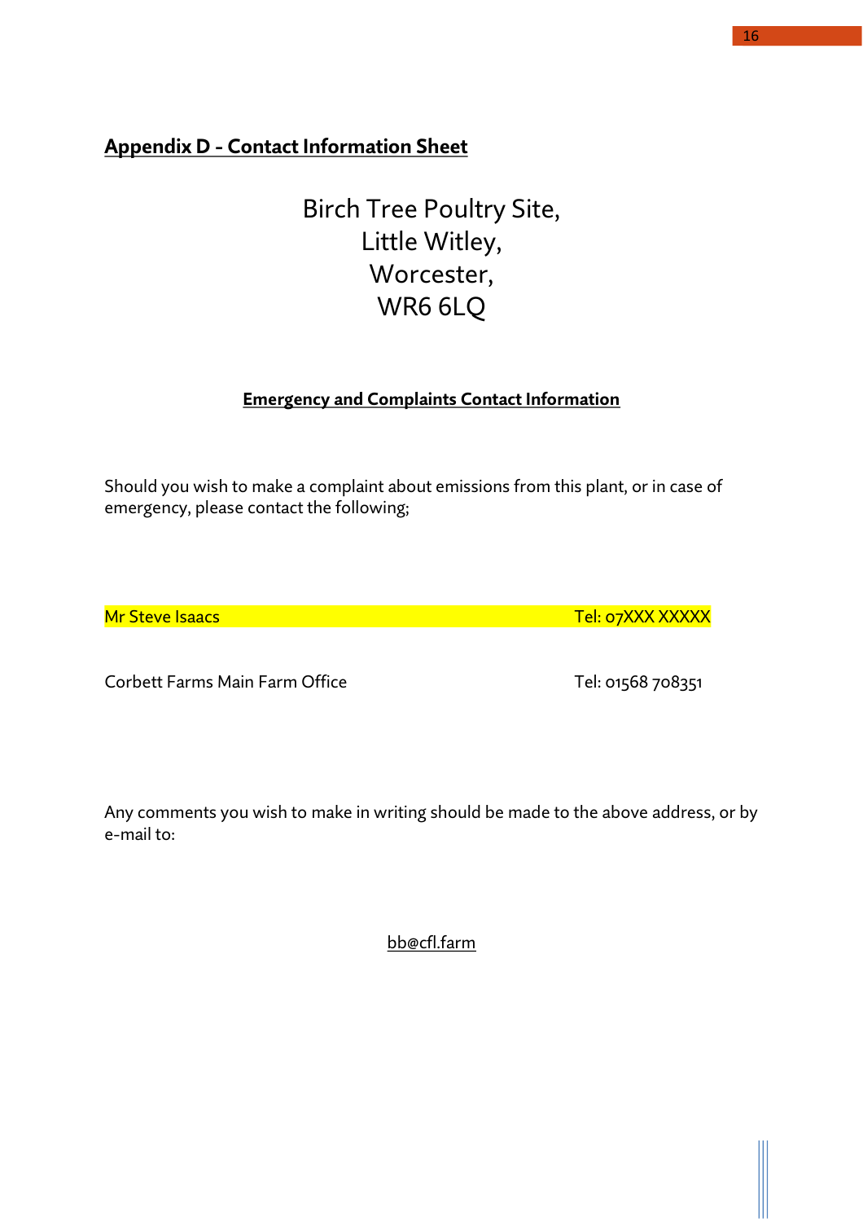## Appendix D - Contact Information Sheet

Birch Tree Poultry Site,
Little Witley,
Worcester,
WR6 6LQ

**Emergency and Complaints Contact Information**

Should you wish to make a complaint about emissions from this plant, or in case of emergency, please contact the following;

| | |
|---|---|
| Mr Steve Isaacs | Tel: 07XXX XXXXX |
| Corbett Farms Main Farm Office | Tel: 01568 708351 |

Any comments you wish to make in writing should be made to the above address, or by e-mail to:

bb@cfl.farm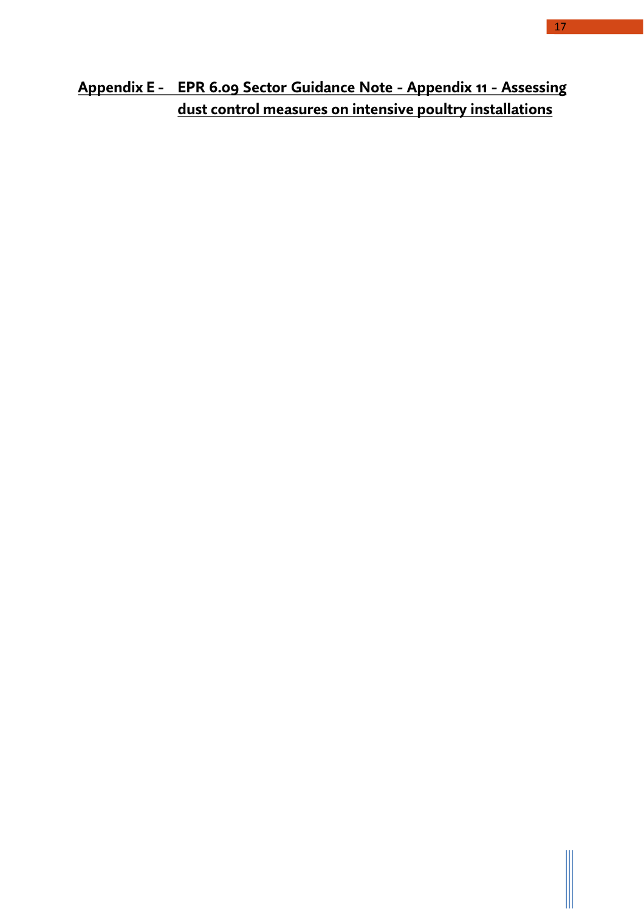## Appendix E - EPR 6.09 Sector Guidance Note - Appendix 11 - Assessing dust control measures on intensive poultry installations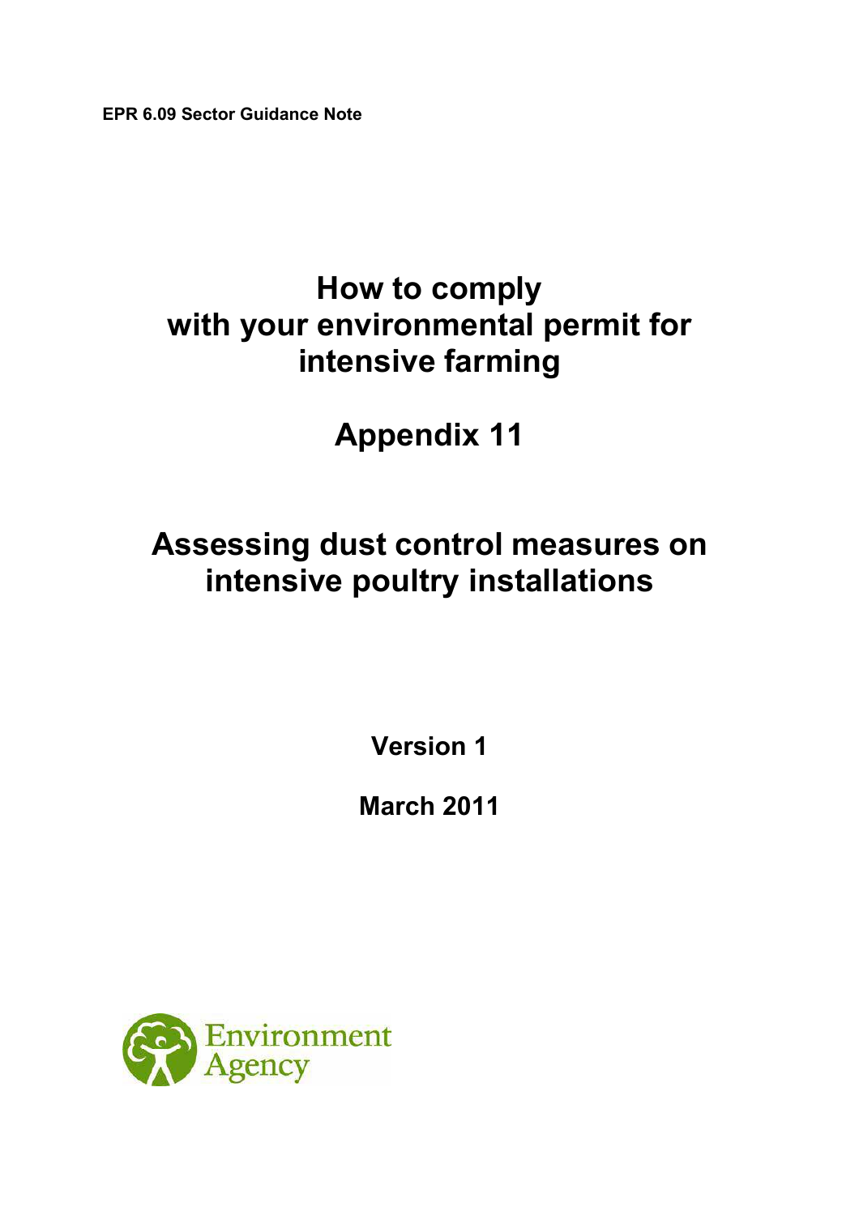EPR 6.09 Sector Guidance Note

# How to comply with your environmental permit for intensive farming

# Appendix 11

# Assessing dust control measures on intensive poultry installations

**Version 1**

**March 2011**

Environment Agency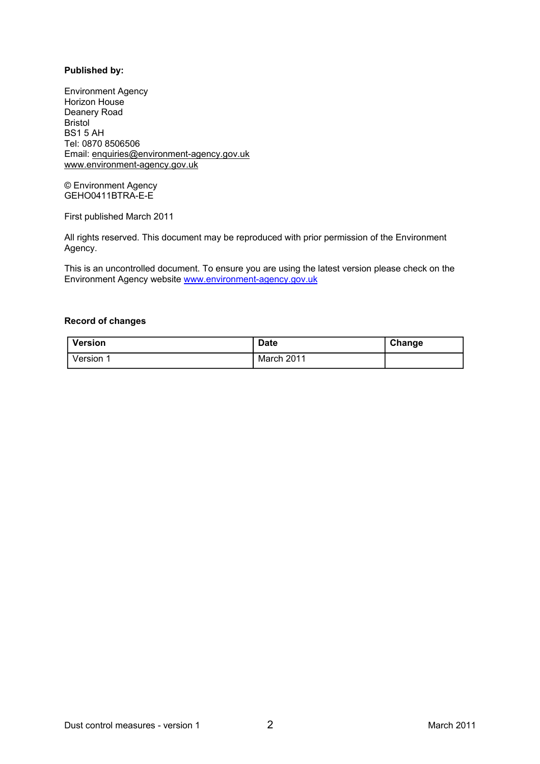**Published by:**

Environment Agency  
Horizon House  
Deanery Road  
Bristol  
BS1 5 AH  
Tel: 0870 8506506  
Email: enquiries@environment-agency.gov.uk  
www.environment-agency.gov.uk

© Environment Agency  
GEHO0411BTRA-E-E

First published March 2011

All rights reserved. This document may be reproduced with prior permission of the Environment Agency.

This is an uncontrolled document. To ensure you are using the latest version please check on the Environment Agency website www.environment-agency.gov.uk

**Record of changes**

| Version | Date | Change |
|---|---|---|
| Version 1 | March 2011 | |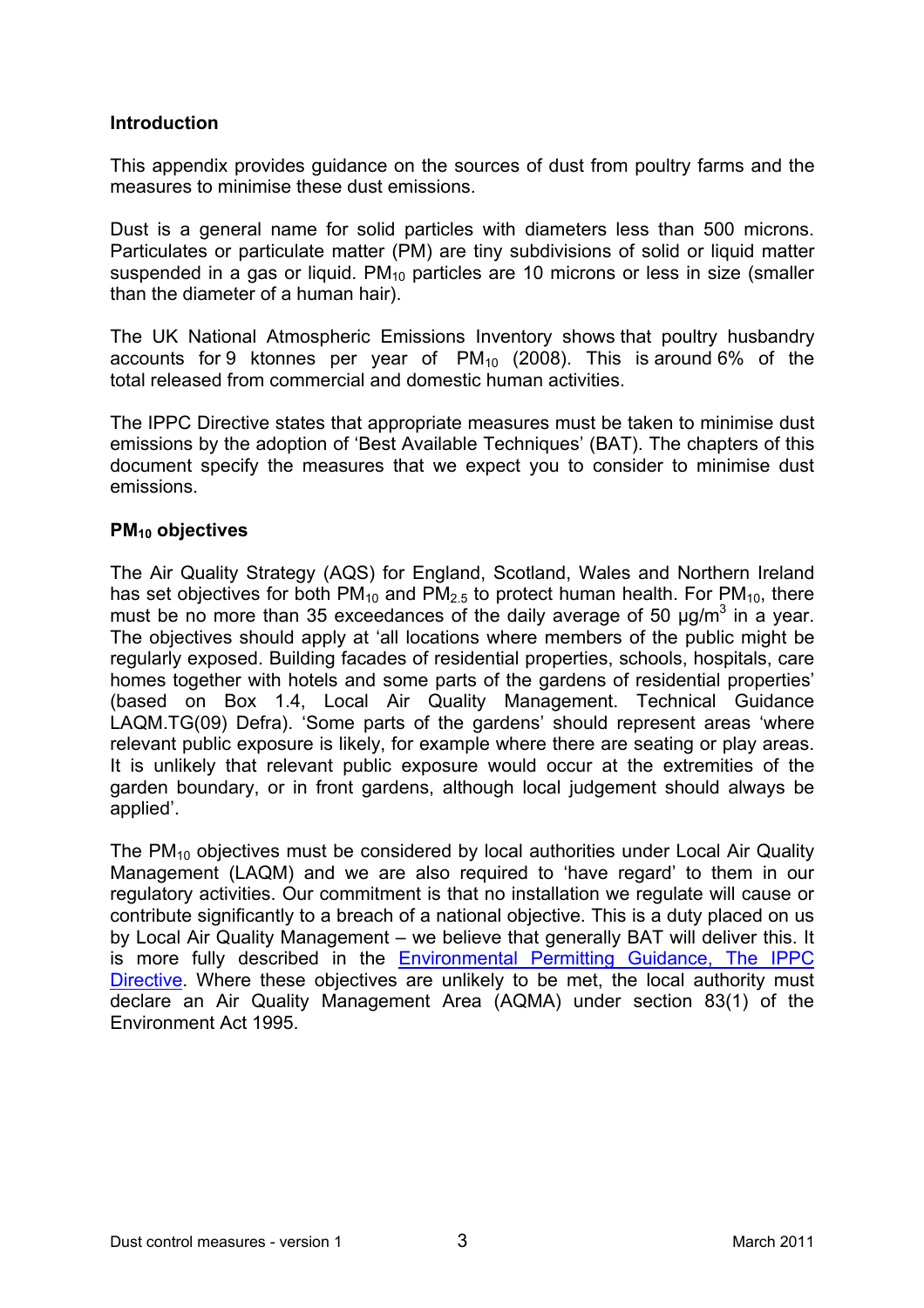## Introduction

This appendix provides guidance on the sources of dust from poultry farms and the measures to minimise these dust emissions.

Dust is a general name for solid particles with diameters less than 500 microns. Particulates or particulate matter (PM) are tiny subdivisions of solid or liquid matter suspended in a gas or liquid. $PM_{10}$ particles are 10 microns or less in size (smaller than the diameter of a human hair).

The UK National Atmospheric Emissions Inventory shows that poultry husbandry accounts for 9 ktonnes per year of $PM_{10}$ (2008). This is around 6% of the total released from commercial and domestic human activities.

The IPPC Directive states that appropriate measures must be taken to minimise dust emissions by the adoption of 'Best Available Techniques' (BAT). The chapters of this document specify the measures that we expect you to consider to minimise dust emissions.

## $PM_{10}$ objectives

The Air Quality Strategy (AQS) for England, Scotland, Wales and Northern Ireland has set objectives for both $PM_{10}$ and $PM_{2.5}$ to protect human health. For $PM_{10}$, there must be no more than 35 exceedances of the daily average of 50 $\mu g/m^3$ in a year. The objectives should apply at 'all locations where members of the public might be regularly exposed. Building facades of residential properties, schools, hospitals, care homes together with hotels and some parts of the gardens of residential properties' (based on Box 1.4, Local Air Quality Management. Technical Guidance LAQM.TG(09) Defra). 'Some parts of the gardens' should represent areas 'where relevant public exposure is likely, for example where there are seating or play areas. It is unlikely that relevant public exposure would occur at the extremities of the garden boundary, or in front gardens, although local judgement should always be applied'.

The $PM_{10}$ objectives must be considered by local authorities under Local Air Quality Management (LAQM) and we are also required to 'have regard' to them in our regulatory activities. Our commitment is that no installation we regulate will cause or contribute significantly to a breach of a national objective. This is a duty placed on us by Local Air Quality Management – we believe that generally BAT will deliver this. It is more fully described in the Environmental Permitting Guidance, The IPPC Directive. Where these objectives are unlikely to be met, the local authority must declare an Air Quality Management Area (AQMA) under section 83(1) of the Environment Act 1995.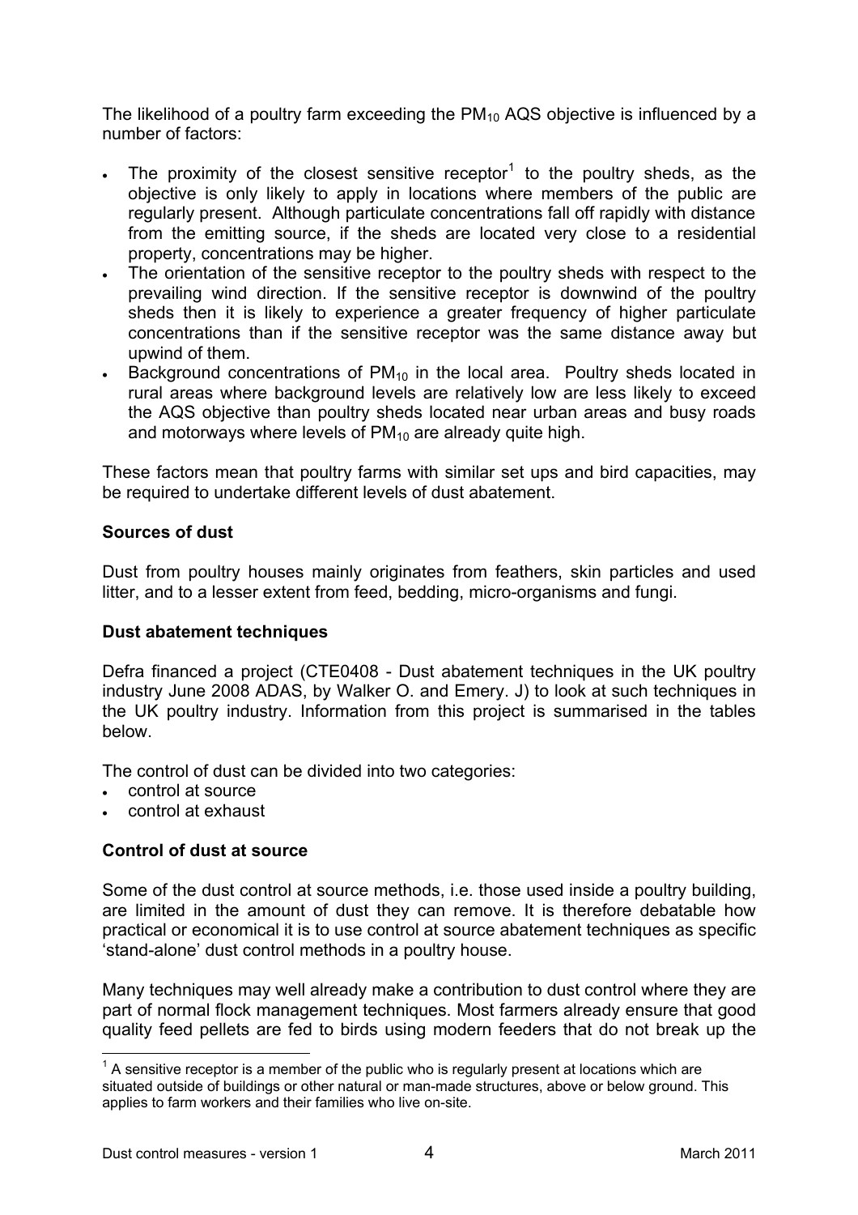The likelihood of a poultry farm exceeding the $PM_{10}$ AQS objective is influenced by a number of factors:

- The proximity of the closest sensitive receptor[1] to the poultry sheds, as the objective is only likely to apply in locations where members of the public are regularly present. Although particulate concentrations fall off rapidly with distance from the emitting source, if the sheds are located very close to a residential property, concentrations may be higher.
- The orientation of the sensitive receptor to the poultry sheds with respect to the prevailing wind direction. If the sensitive receptor is downwind of the poultry sheds then it is likely to experience a greater frequency of higher particulate concentrations than if the sensitive receptor was the same distance away but upwind of them.
- Background concentrations of $PM_{10}$ in the local area. Poultry sheds located in rural areas where background levels are relatively low are less likely to exceed the AQS objective than poultry sheds located near urban areas and busy roads and motorways where levels of $PM_{10}$ are already quite high.

These factors mean that poultry farms with similar set ups and bird capacities, may be required to undertake different levels of dust abatement.

**Sources of dust**

Dust from poultry houses mainly originates from feathers, skin particles and used litter, and to a lesser extent from feed, bedding, micro-organisms and fungi.

**Dust abatement techniques**

Defra financed a project (CTE0408 - Dust abatement techniques in the UK poultry industry June 2008 ADAS, by Walker O. and Emery. J) to look at such techniques in the UK poultry industry. Information from this project is summarised in the tables below.

The control of dust can be divided into two categories:

- control at source
- control at exhaust

**Control of dust at source**

Some of the dust control at source methods, i.e. those used inside a poultry building, are limited in the amount of dust they can remove. It is therefore debatable how practical or economical it is to use control at source abatement techniques as specific 'stand-alone' dust control methods in a poultry house.

Many techniques may well already make a contribution to dust control where they are part of normal flock management techniques. Most farmers already ensure that good quality feed pellets are fed to birds using modern feeders that do not break up the

[1] A sensitive receptor is a member of the public who is regularly present at locations which are situated outside of buildings or other natural or man-made structures, above or below ground. This applies to farm workers and their families who live on-site.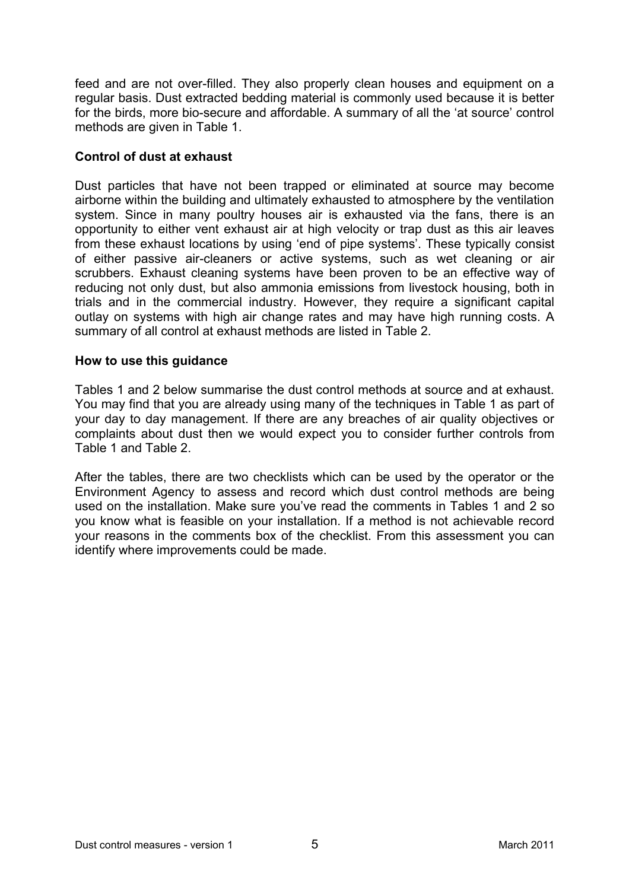feed and are not over-filled. They also properly clean houses and equipment on a regular basis. Dust extracted bedding material is commonly used because it is better for the birds, more bio-secure and affordable. A summary of all the 'at source' control methods are given in Table 1.

**Control of dust at exhaust**

Dust particles that have not been trapped or eliminated at source may become airborne within the building and ultimately exhausted to atmosphere by the ventilation system. Since in many poultry houses air is exhausted via the fans, there is an opportunity to either vent exhaust air at high velocity or trap dust as this air leaves from these exhaust locations by using 'end of pipe systems'. These typically consist of either passive air-cleaners or active systems, such as wet cleaning or air scrubbers. Exhaust cleaning systems have been proven to be an effective way of reducing not only dust, but also ammonia emissions from livestock housing, both in trials and in the commercial industry. However, they require a significant capital outlay on systems with high air change rates and may have high running costs. A summary of all control at exhaust methods are listed in Table 2.

**How to use this guidance**

Tables 1 and 2 below summarise the dust control methods at source and at exhaust. You may find that you are already using many of the techniques in Table 1 as part of your day to day management. If there are any breaches of air quality objectives or complaints about dust then we would expect you to consider further controls from Table 1 and Table 2.

After the tables, there are two checklists which can be used by the operator or the Environment Agency to assess and record which dust control methods are being used on the installation. Make sure you've read the comments in Tables 1 and 2 so you know what is feasible on your installation. If a method is not achievable record your reasons in the comments box of the checklist. From this assessment you can identify where improvements could be made.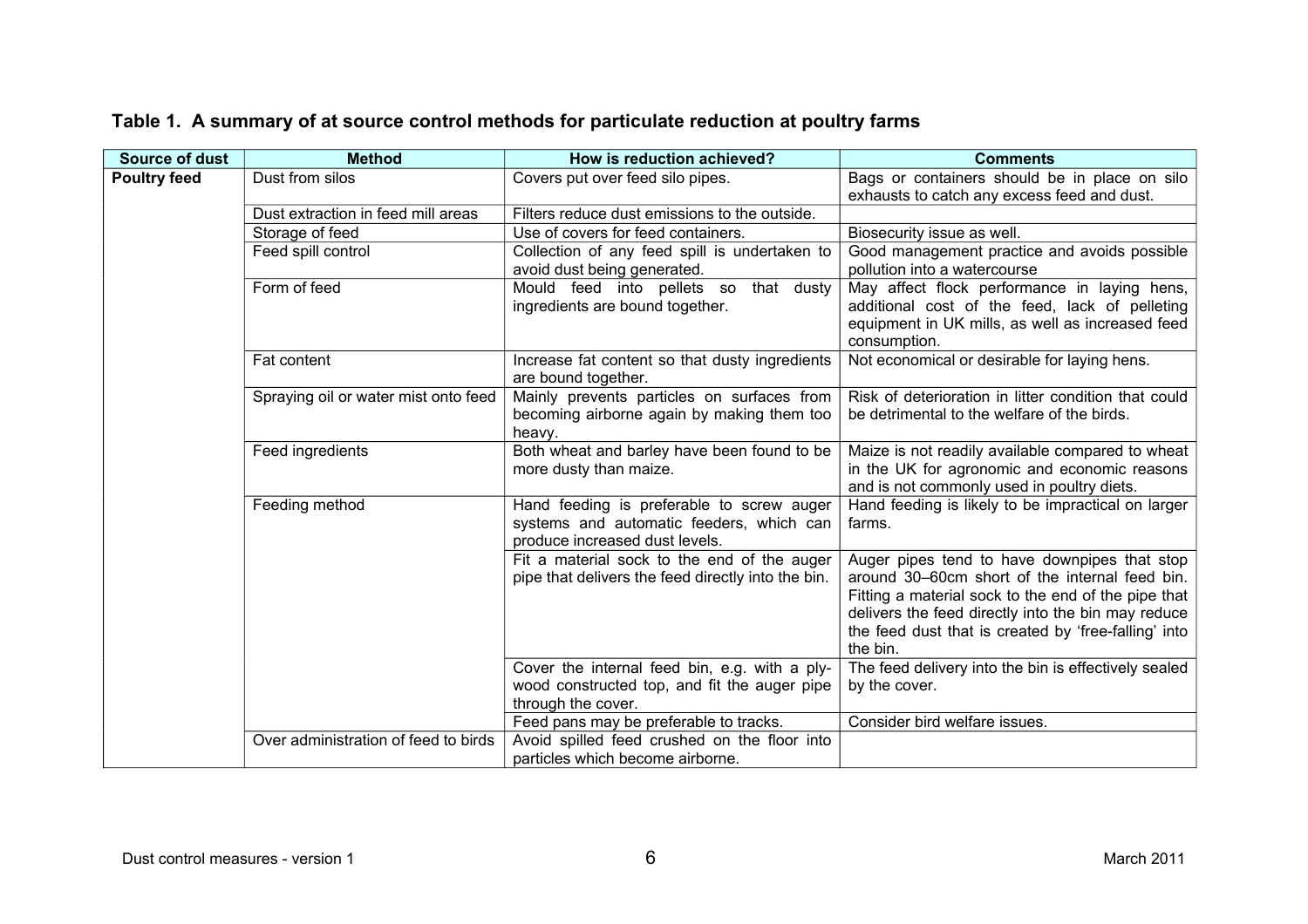### Table 1. A summary of at source control methods for particulate reduction at poultry farms

| Source of dust | Method | How is reduction achieved? | Comments |
|---|---|---|---|
| **Poultry feed** | Dust from silos | Covers put over feed silo pipes. | Bags or containers should be in place on silo exhausts to catch any excess feed and dust. |
| | Dust extraction in feed mill areas | Filters reduce dust emissions to the outside. | |
| | Storage of feed | Use of covers for feed containers. | Biosecurity issue as well. |
| | Feed spill control | Collection of any feed spill is undertaken to avoid dust being generated. | Good management practice and avoids possible pollution into a watercourse |
| | Form of feed | Mould feed into pellets so that dusty ingredients are bound together. | May affect flock performance in laying hens, additional cost of the feed, lack of pelleting equipment in UK mills, as well as increased feed consumption. |
| | Fat content | Increase fat content so that dusty ingredients are bound together. | Not economical or desirable for laying hens. |
| | Spraying oil or water mist onto feed | Mainly prevents particles on surfaces from becoming airborne again by making them too heavy. | Risk of deterioration in litter condition that could be detrimental to the welfare of the birds. |
| | Feed ingredients | Both wheat and barley have been found to be more dusty than maize. | Maize is not readily available compared to wheat in the UK for agronomic and economic reasons and is not commonly used in poultry diets. |
| | Feeding method | Hand feeding is preferable to screw auger systems and automatic feeders, which can produce increased dust levels. | Hand feeding is likely to be impractical on larger farms. |
| | | Fit a material sock to the end of the auger pipe that delivers the feed directly into the bin. | Auger pipes tend to have downpipes that stop around 30–60cm short of the internal feed bin. Fitting a material sock to the end of the pipe that delivers the feed directly into the bin may reduce the feed dust that is created by 'free-falling' into the bin. |
| | | Cover the internal feed bin, e.g. with a ply-wood constructed top, and fit the auger pipe through the cover. | The feed delivery into the bin is effectively sealed by the cover. |
| | | Feed pans may be preferable to tracks. | Consider bird welfare issues. |
| | Over administration of feed to birds | Avoid spilled feed crushed on the floor into particles which become airborne. | |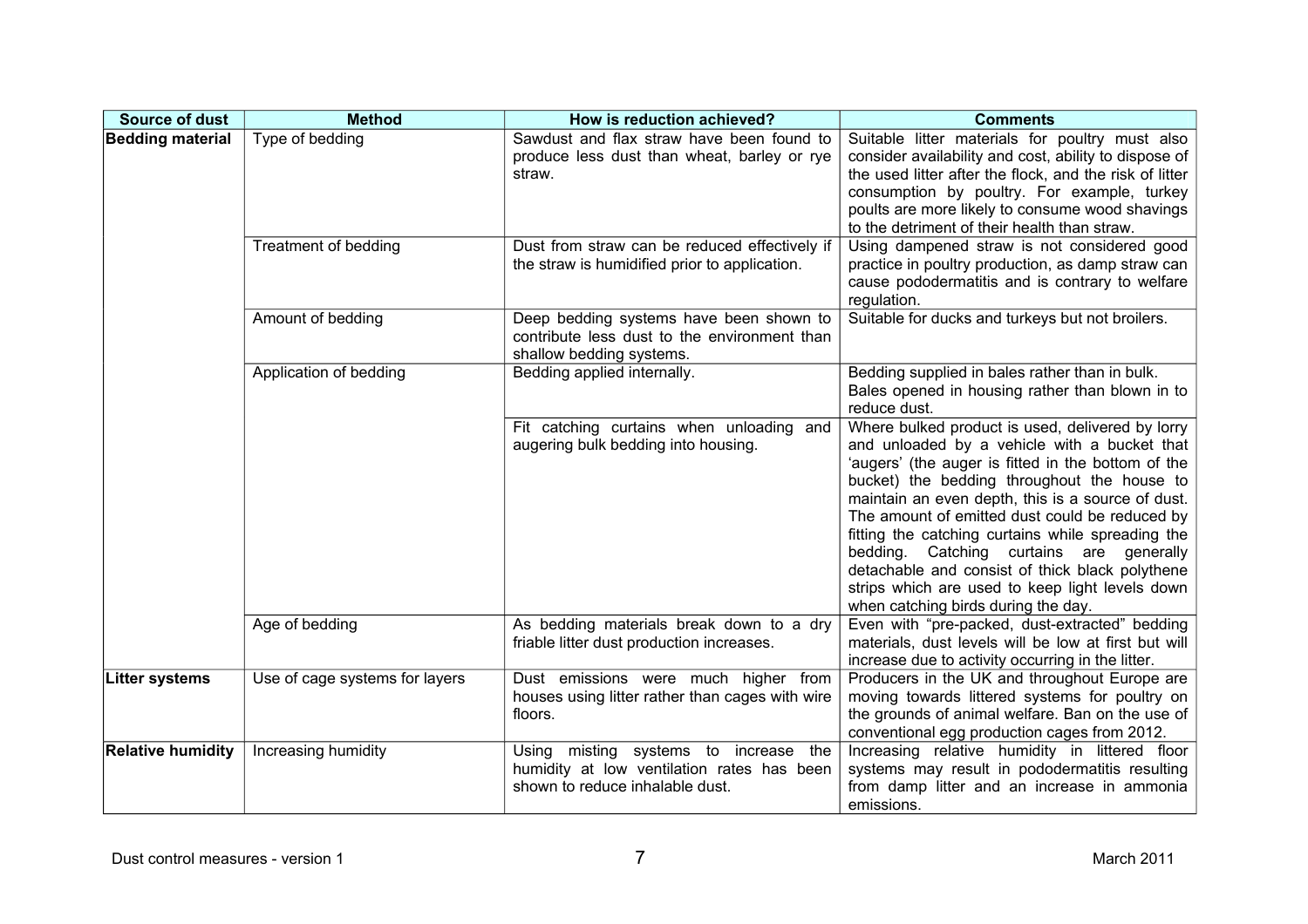| Source of dust | Method | How is reduction achieved? | Comments |
|---|---|---|---|
| **Bedding material** | Type of bedding | Sawdust and flax straw have been found to produce less dust than wheat, barley or rye straw. | Suitable litter materials for poultry must also consider availability and cost, ability to dispose of the used litter after the flock, and the risk of litter consumption by poultry. For example, turkey poults are more likely to consume wood shavings to the detriment of their health than straw. |
| | Treatment of bedding | Dust from straw can be reduced effectively if the straw is humidified prior to application. | Using dampened straw is not considered good practice in poultry production, as damp straw can cause pododermatitis and is contrary to welfare regulation. |
| | Amount of bedding | Deep bedding systems have been shown to contribute less dust to the environment than shallow bedding systems. | Suitable for ducks and turkeys but not broilers. |
| | Application of bedding | Bedding applied internally. | Bedding supplied in bales rather than in bulk. Bales opened in housing rather than blown in to reduce dust. |
| | | Fit catching curtains when unloading and augering bulk bedding into housing. | Where bulked product is used, delivered by lorry and unloaded by a vehicle with a bucket that 'augers' (the auger is fitted in the bottom of the bucket) the bedding throughout the house to maintain an even depth, this is a source of dust. The amount of emitted dust could be reduced by fitting the catching curtains while spreading the bedding. Catching curtains are generally detachable and consist of thick black polythene strips which are used to keep light levels down when catching birds during the day. |
| | Age of bedding | As bedding materials break down to a dry friable litter dust production increases. | Even with "pre-packed, dust-extracted" bedding materials, dust levels will be low at first but will increase due to activity occurring in the litter. |
| **Litter systems** | Use of cage systems for layers | Dust emissions were much higher from houses using litter rather than cages with wire floors. | Producers in the UK and throughout Europe are moving towards littered systems for poultry on the grounds of animal welfare. Ban on the use of conventional egg production cages from 2012. |
| **Relative humidity** | Increasing humidity | Using misting systems to increase the humidity at low ventilation rates has been shown to reduce inhalable dust. | Increasing relative humidity in littered floor systems may result in pododermatitis resulting from damp litter and an increase in ammonia emissions. |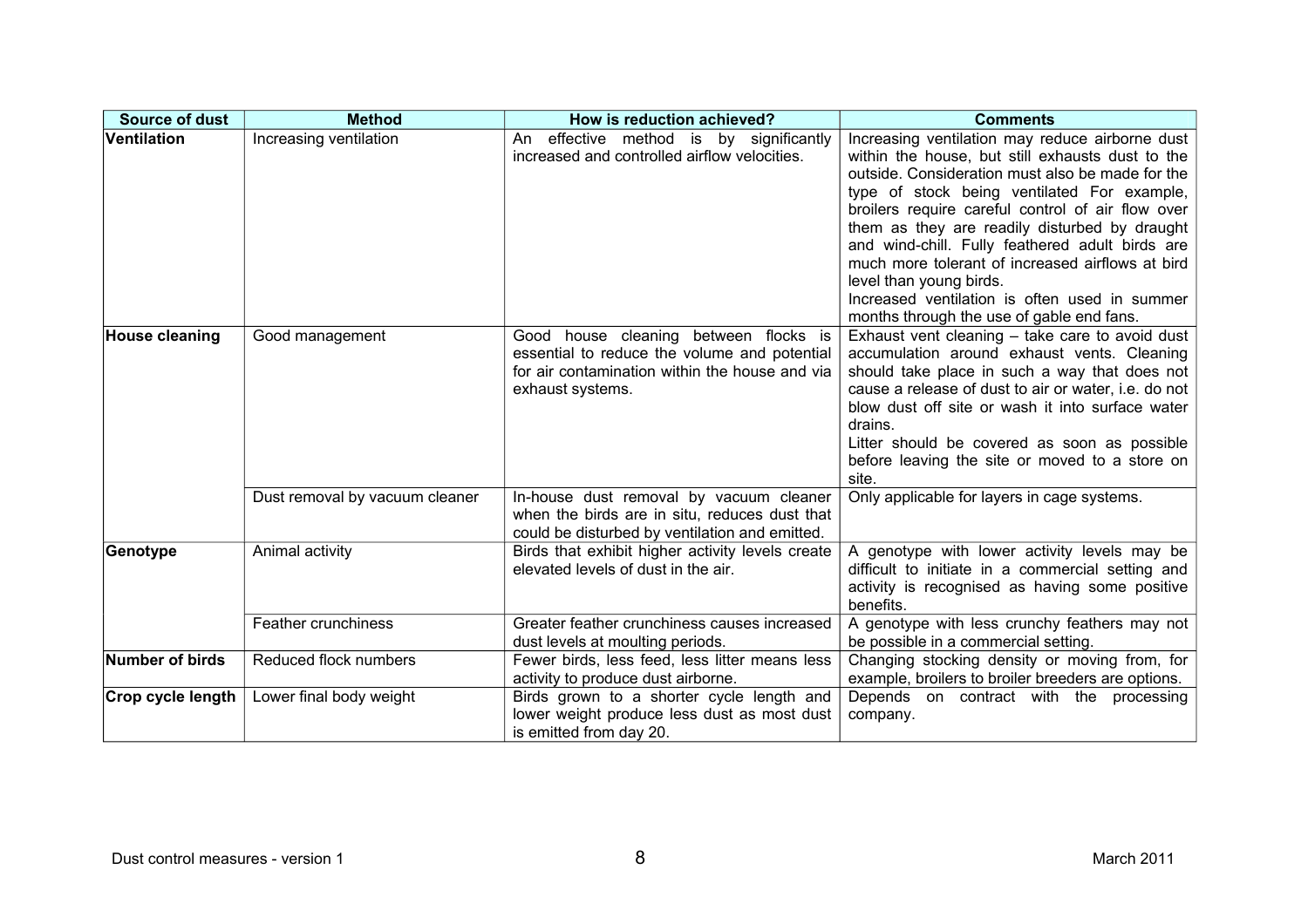| Source of dust | Method | How is reduction achieved? | Comments |
|---|---|---|---|
| **Ventilation** | Increasing ventilation | An effective method is by significantly increased and controlled airflow velocities. | Increasing ventilation may reduce airborne dust within the house, but still exhausts dust to the outside. Consideration must also be made for the type of stock being ventilated For example, broilers require careful control of air flow over them as they are readily disturbed by draught and wind-chill. Fully feathered adult birds are much more tolerant of increased airflows at bird level than young birds.<br>Increased ventilation is often used in summer months through the use of gable end fans. |
| **House cleaning** | Good management | Good house cleaning between flocks is essential to reduce the volume and potential for air contamination within the house and via exhaust systems. | Exhaust vent cleaning – take care to avoid dust accumulation around exhaust vents. Cleaning should take place in such a way that does not cause a release of dust to air or water, i.e. do not blow dust off site or wash it into surface water drains.<br>Litter should be covered as soon as possible before leaving the site or moved to a store on site. |
| | Dust removal by vacuum cleaner | In-house dust removal by vacuum cleaner when the birds are in situ, reduces dust that could be disturbed by ventilation and emitted. | Only applicable for layers in cage systems. |
| **Genotype** | Animal activity | Birds that exhibit higher activity levels create elevated levels of dust in the air. | A genotype with lower activity levels may be difficult to initiate in a commercial setting and activity is recognised as having some positive benefits. |
| | Feather crunchiness | Greater feather crunchiness causes increased dust levels at moulting periods. | A genotype with less crunchy feathers may not be possible in a commercial setting. |
| **Number of birds** | Reduced flock numbers | Fewer birds, less feed, less litter means less activity to produce dust airborne. | Changing stocking density or moving from, for example, broilers to broiler breeders are options. |
| **Crop cycle length** | Lower final body weight | Birds grown to a shorter cycle length and lower weight produce less dust as most dust is emitted from day 20. | Depends on contract with the processing company. |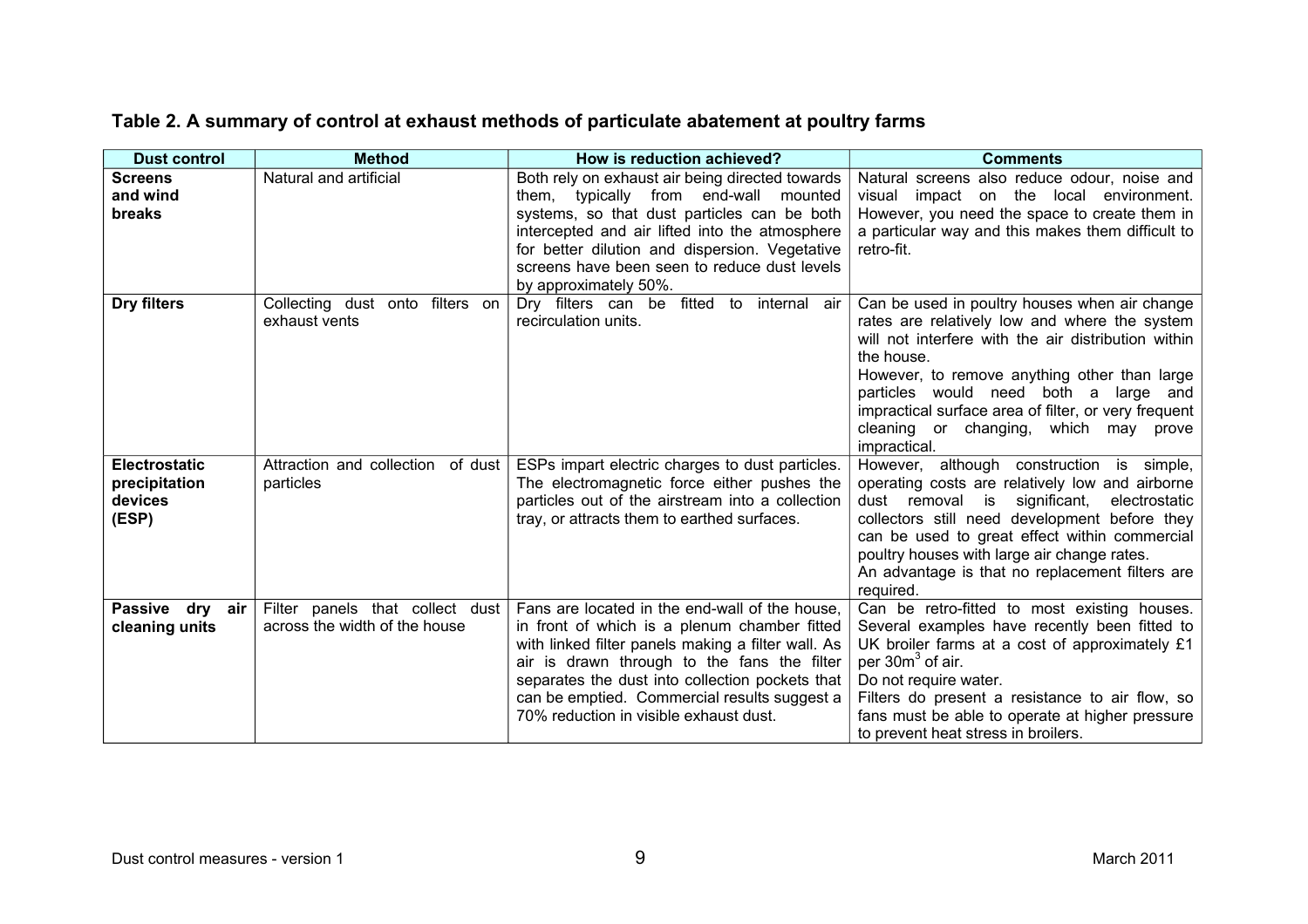**Table 2. A summary of control at exhaust methods of particulate abatement at poultry farms**

| Dust control | Method | How is reduction achieved? | Comments |
|---|---|---|---|
| **Screens and wind breaks** | Natural and artificial | Both rely on exhaust air being directed towards them, typically from end-wall mounted systems, so that dust particles can be both intercepted and air lifted into the atmosphere for better dilution and dispersion. Vegetative screens have been seen to reduce dust levels by approximately 50%. | Natural screens also reduce odour, noise and visual impact on the local environment. However, you need the space to create them in a particular way and this makes them difficult to retro-fit. |
| **Dry filters** | Collecting dust onto filters on exhaust vents | Dry filters can be fitted to internal air recirculation units. | Can be used in poultry houses when air change rates are relatively low and where the system will not interfere with the air distribution within the house.<br>However, to remove anything other than large particles would need both a large and impractical surface area of filter, or very frequent cleaning or changing, which may prove impractical. |
| **Electrostatic precipitation devices (ESP)** | Attraction and collection of dust particles | ESPs impart electric charges to dust particles. The electromagnetic force either pushes the particles out of the airstream into a collection tray, or attracts them to earthed surfaces. | However, although construction is simple, operating costs are relatively low and airborne dust removal is significant, electrostatic collectors still need development before they can be used to great effect within commercial poultry houses with large air change rates.<br>An advantage is that no replacement filters are required. |
| **Passive dry air cleaning units** | Filter panels that collect dust across the width of the house | Fans are located in the end-wall of the house, in front of which is a plenum chamber fitted with linked filter panels making a filter wall. As air is drawn through to the fans the filter separates the dust into collection pockets that can be emptied. Commercial results suggest a 70% reduction in visible exhaust dust. | Can be retro-fitted to most existing houses. Several examples have recently been fitted to UK broiler farms at a cost of approximately £1 per $30m^3$ of air.<br>Do not require water.<br>Filters do present a resistance to air flow, so fans must be able to operate at higher pressure to prevent heat stress in broilers. |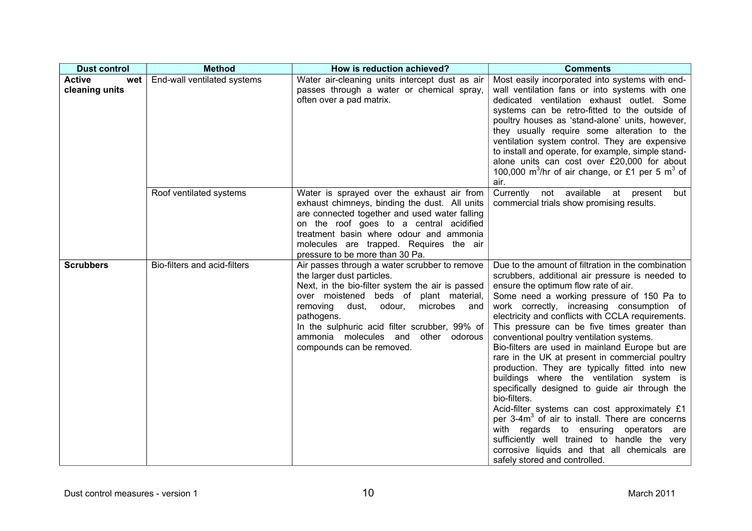| Dust control | Method | How is reduction achieved? | Comments |
|---|---|---|---|
| **Active wet cleaning units** | End-wall ventilated systems | Water air-cleaning units intercept dust as air passes through a water or chemical spray, often over a pad matrix. | Most easily incorporated into systems with end-wall ventilation fans or into systems with one dedicated ventilation exhaust outlet. Some systems can be retro-fitted to the outside of poultry houses as 'stand-alone' units, however, they usually require some alteration to the ventilation system control. They are expensive to install and operate, for example, simple stand-alone units can cost over £20,000 for about 100,000 $m^3$/hr of air change, or £1 per 5 $m^3$ of air. |
| | Roof ventilated systems | Water is sprayed over the exhaust air from exhaust chimneys, binding the dust. All units are connected together and used water falling on the roof goes to a central acidified treatment basin where odour and ammonia molecules are trapped. Requires the air pressure to be more than 30 Pa. | Currently not available at present but commercial trials show promising results. |
| **Scrubbers** | Bio-filters and acid-filters | Air passes through a water scrubber to remove the larger dust particles.<br>Next, in the bio-filter system the air is passed over moistened beds of plant material, removing dust, odour, microbes and pathogens.<br>In the sulphuric acid filter scrubber, 99% of ammonia molecules and other odorous compounds can be removed. | Due to the amount of filtration in the combination scrubbers, additional air pressure is needed to ensure the optimum flow rate of air.<br>Some need a working pressure of 150 Pa to work correctly, increasing consumption of electricity and conflicts with CCLA requirements. This pressure can be five times greater than conventional poultry ventilation systems.<br>Bio-filters are used in mainland Europe but are rare in the UK at present in commercial poultry production. They are typically fitted into new buildings where the ventilation system is specifically designed to guide air through the bio-filters.<br>Acid-filter systems can cost approximately £1 per 3-4$m^3$ of air to install. There are concerns with regards to ensuring operators are sufficiently well trained to handle the very corrosive liquids and that all chemicals are safely stored and controlled. |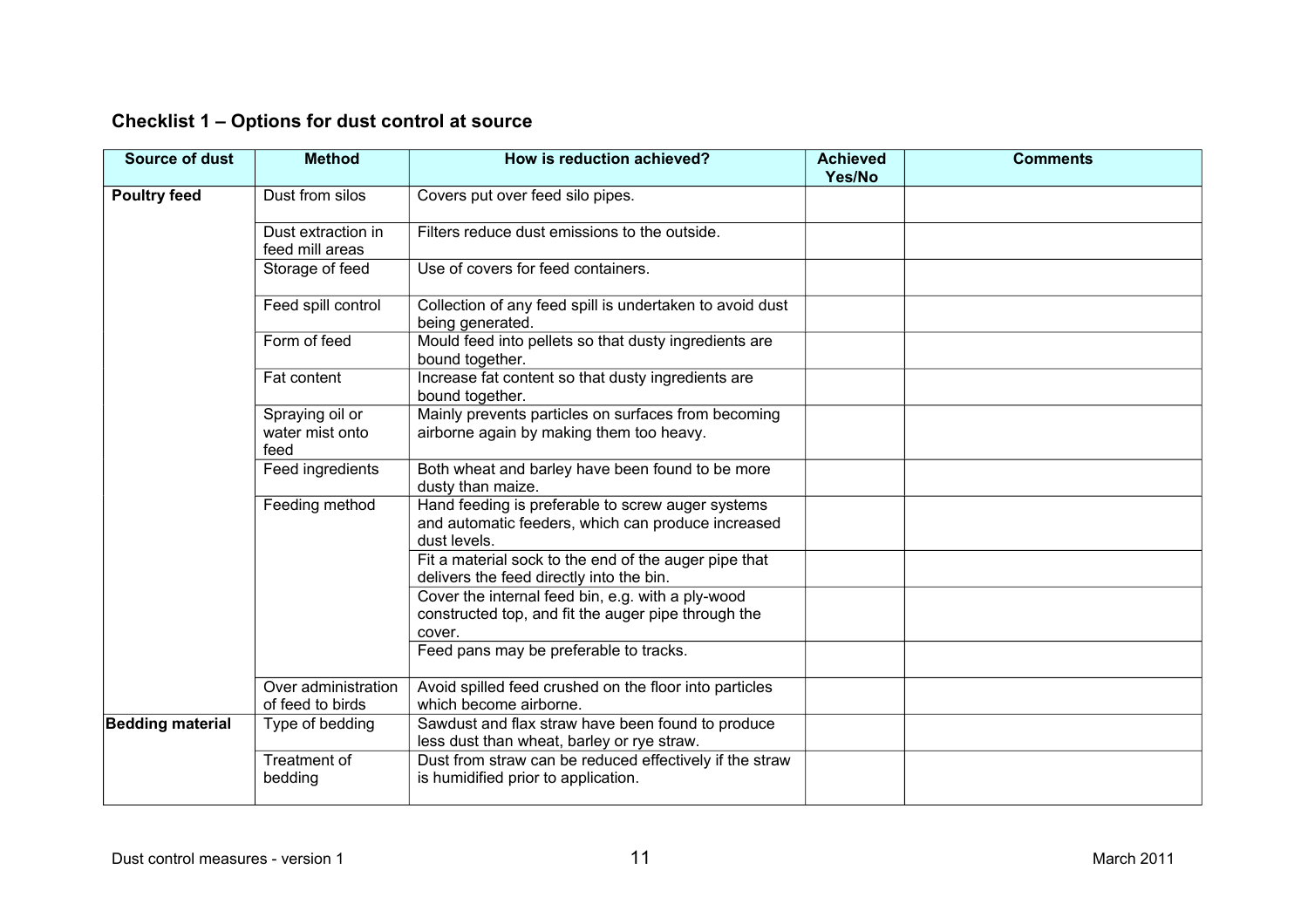### Checklist 1 – Options for dust control at source

| Source of dust | Method | How is reduction achieved? | Achieved Yes/No | Comments |
|---|---|---|---|---|
| **Poultry feed** | Dust from silos | Covers put over feed silo pipes. | | |
| | Dust extraction in feed mill areas | Filters reduce dust emissions to the outside. | | |
| | Storage of feed | Use of covers for feed containers. | | |
| | Feed spill control | Collection of any feed spill is undertaken to avoid dust being generated. | | |
| | Form of feed | Mould feed into pellets so that dusty ingredients are bound together. | | |
| | Fat content | Increase fat content so that dusty ingredients are bound together. | | |
| | Spraying oil or water mist onto feed | Mainly prevents particles on surfaces from becoming airborne again by making them too heavy. | | |
| | Feed ingredients | Both wheat and barley have been found to be more dusty than maize. | | |
| | Feeding method | Hand feeding is preferable to screw auger systems and automatic feeders, which can produce increased dust levels. | | |
| | | Fit a material sock to the end of the auger pipe that delivers the feed directly into the bin. | | |
| | | Cover the internal feed bin, e.g. with a ply-wood constructed top, and fit the auger pipe through the cover. | | |
| | | Feed pans may be preferable to tracks. | | |
| | Over administration of feed to birds | Avoid spilled feed crushed on the floor into particles which become airborne. | | |
| **Bedding material** | Type of bedding | Sawdust and flax straw have been found to produce less dust than wheat, barley or rye straw. | | |
| | Treatment of bedding | Dust from straw can be reduced effectively if the straw is humidified prior to application. | | |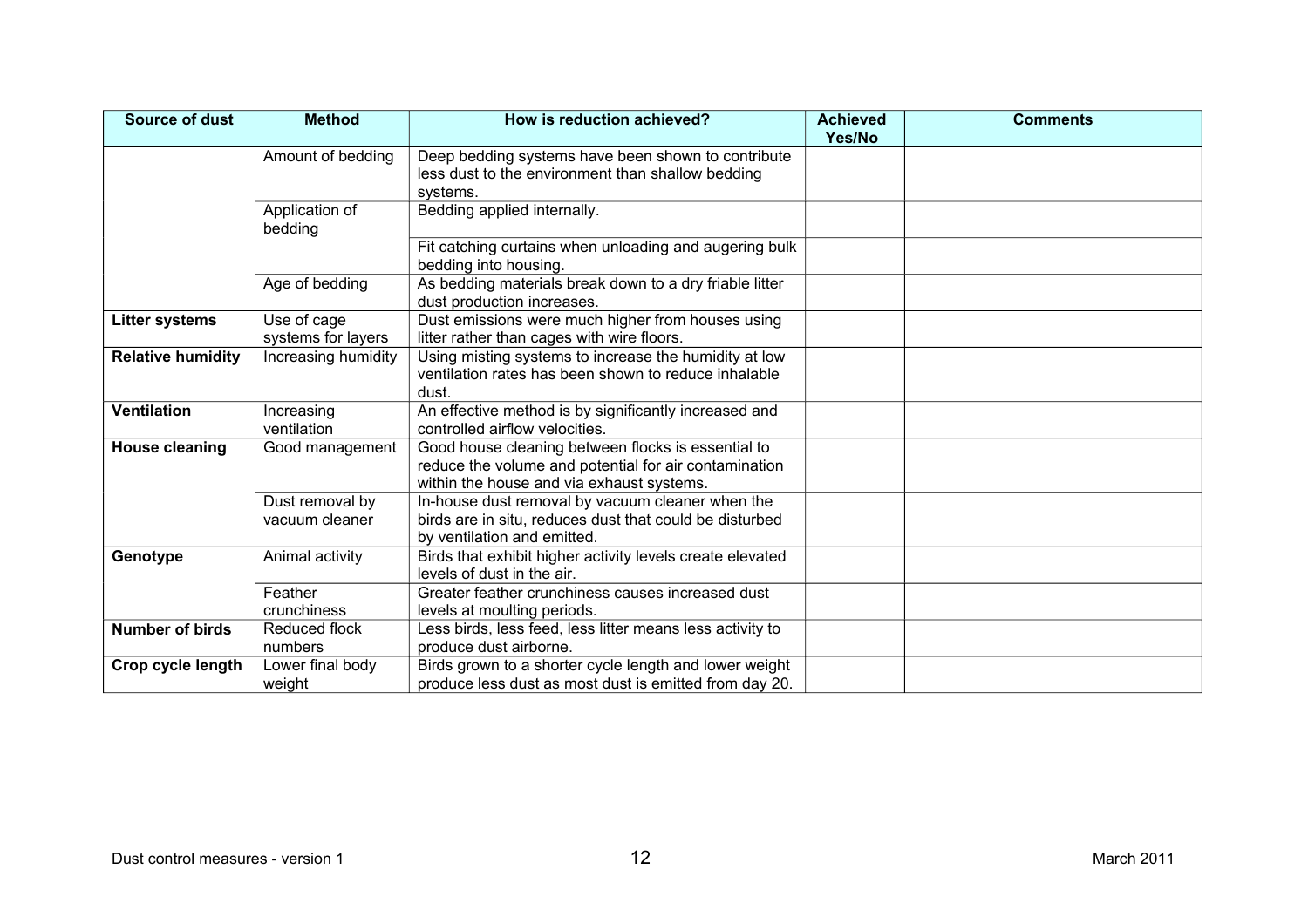| Source of dust | Method | How is reduction achieved? | Achieved Yes/No | Comments |
|---|---|---|---|---|
| | Amount of bedding | Deep bedding systems have been shown to contribute less dust to the environment than shallow bedding systems. | | |
| | Application of bedding | Bedding applied internally. | | |
| | | Fit catching curtains when unloading and augering bulk bedding into housing. | | |
| | Age of bedding | As bedding materials break down to a dry friable litter dust production increases. | | |
| **Litter systems** | Use of cage systems for layers | Dust emissions were much higher from houses using litter rather than cages with wire floors. | | |
| **Relative humidity** | Increasing humidity | Using misting systems to increase the humidity at low ventilation rates has been shown to reduce inhalable dust. | | |
| **Ventilation** | Increasing ventilation | An effective method is by significantly increased and controlled airflow velocities. | | |
| **House cleaning** | Good management | Good house cleaning between flocks is essential to reduce the volume and potential for air contamination within the house and via exhaust systems. | | |
| | Dust removal by vacuum cleaner | In-house dust removal by vacuum cleaner when the birds are in situ, reduces dust that could be disturbed by ventilation and emitted. | | |
| **Genotype** | Animal activity | Birds that exhibit higher activity levels create elevated levels of dust in the air. | | |
| | Feather crunchiness | Greater feather crunchiness causes increased dust levels at moulting periods. | | |
| **Number of birds** | Reduced flock numbers | Less birds, less feed, less litter means less activity to produce dust airborne. | | |
| **Crop cycle length** | Lower final body weight | Birds grown to a shorter cycle length and lower weight produce less dust as most dust is emitted from day 20. | | |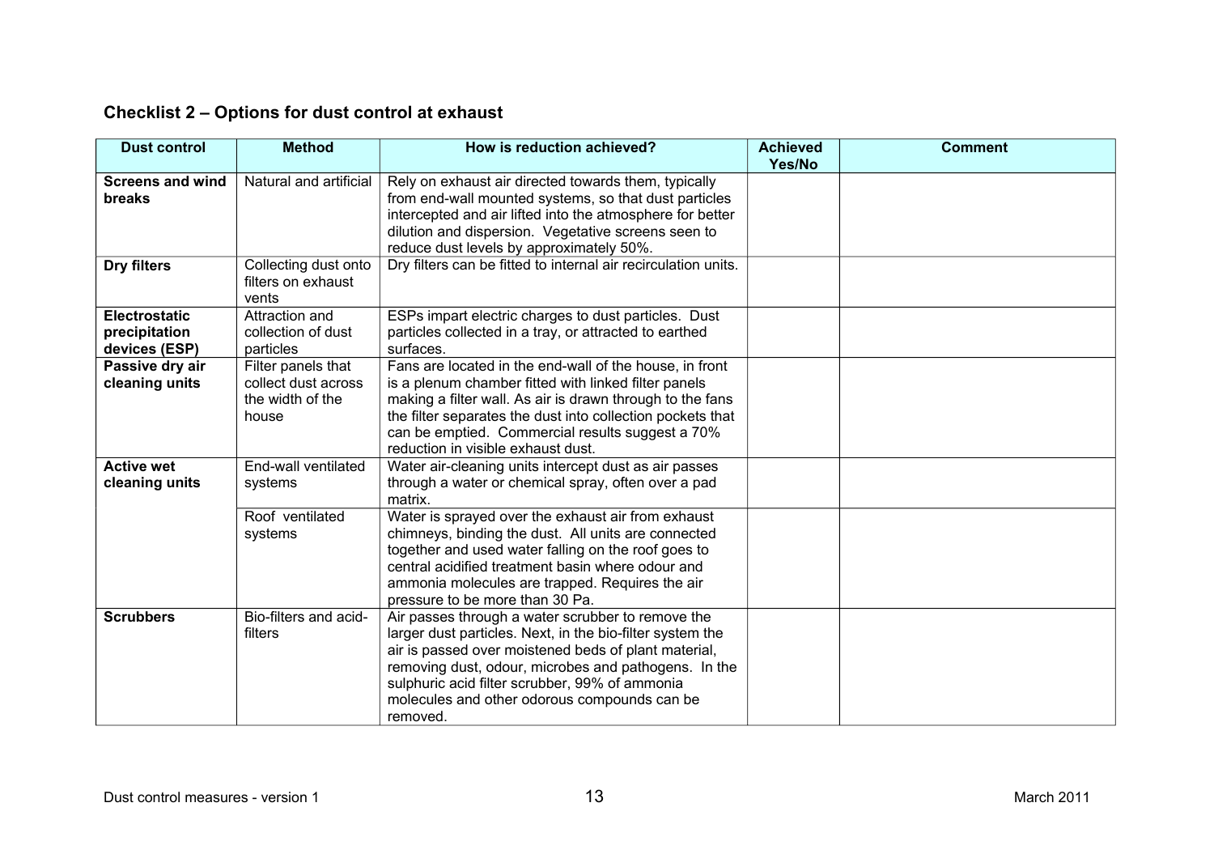### Checklist 2 – Options for dust control at exhaust

| Dust control | Method | How is reduction achieved? | Achieved Yes/No | Comment |
|---|---|---|---|---|
| **Screens and wind breaks** | Natural and artificial | Rely on exhaust air directed towards them, typically from end-wall mounted systems, so that dust particles intercepted and air lifted into the atmosphere for better dilution and dispersion. Vegetative screens seen to reduce dust levels by approximately 50%. | | |
| **Dry filters** | Collecting dust onto filters on exhaust vents | Dry filters can be fitted to internal air recirculation units. | | |
| **Electrostatic precipitation devices (ESP)** | Attraction and collection of dust particles | ESPs impart electric charges to dust particles. Dust particles collected in a tray, or attracted to earthed surfaces. | | |
| **Passive dry air cleaning units** | Filter panels that collect dust across the width of the house | Fans are located in the end-wall of the house, in front is a plenum chamber fitted with linked filter panels making a filter wall. As air is drawn through to the fans the filter separates the dust into collection pockets that can be emptied. Commercial results suggest a 70% reduction in visible exhaust dust. | | |
| **Active wet cleaning units** | End-wall ventilated systems | Water air-cleaning units intercept dust as air passes through a water or chemical spray, often over a pad matrix. | | |
| | Roof ventilated systems | Water is sprayed over the exhaust air from exhaust chimneys, binding the dust. All units are connected together and used water falling on the roof goes to central acidified treatment basin where odour and ammonia molecules are trapped. Requires the air pressure to be more than 30 Pa. | | |
| **Scrubbers** | Bio-filters and acid-filters | Air passes through a water scrubber to remove the larger dust particles. Next, in the bio-filter system the air is passed over moistened beds of plant material, removing dust, odour, microbes and pathogens. In the sulphuric acid filter scrubber, 99% of ammonia molecules and other odorous compounds can be removed. | | |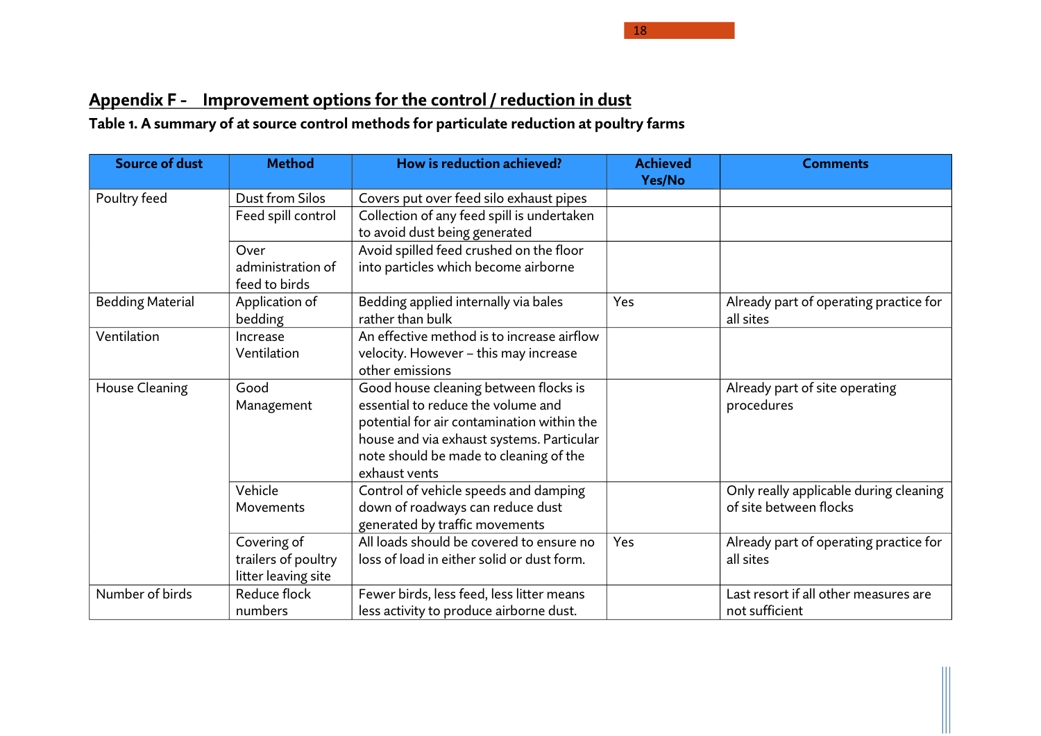## Appendix F - Improvement options for the control / reduction in dust

**Table 1. A summary of at source control methods for particulate reduction at poultry farms**

| Source of dust | Method | How is reduction achieved? | Achieved Yes/No | Comments |
|---|---|---|---|---|
| Poultry feed | Dust from Silos | Covers put over feed silo exhaust pipes | | |
| | Feed spill control | Collection of any feed spill is undertaken to avoid dust being generated | | |
| | Over administration of feed to birds | Avoid spilled feed crushed on the floor into particles which become airborne | | |
| Bedding Material | Application of bedding | Bedding applied internally via bales rather than bulk | Yes | Already part of operating practice for all sites |
| Ventilation | Increase Ventilation | An effective method is to increase airflow velocity. However – this may increase other emissions | | |
| House Cleaning | Good Management | Good house cleaning between flocks is essential to reduce the volume and potential for air contamination within the house and via exhaust systems. Particular note should be made to cleaning of the exhaust vents | | Already part of site operating procedures |
| | Vehicle Movements | Control of vehicle speeds and damping down of roadways can reduce dust generated by traffic movements | | Only really applicable during cleaning of site between flocks |
| | Covering of trailers of poultry litter leaving site | All loads should be covered to ensure no loss of load in either solid or dust form. | Yes | Already part of operating practice for all sites |
| Number of birds | Reduce flock numbers | Fewer birds, less feed, less litter means less activity to produce airborne dust. | | Last resort if all other measures are not sufficient |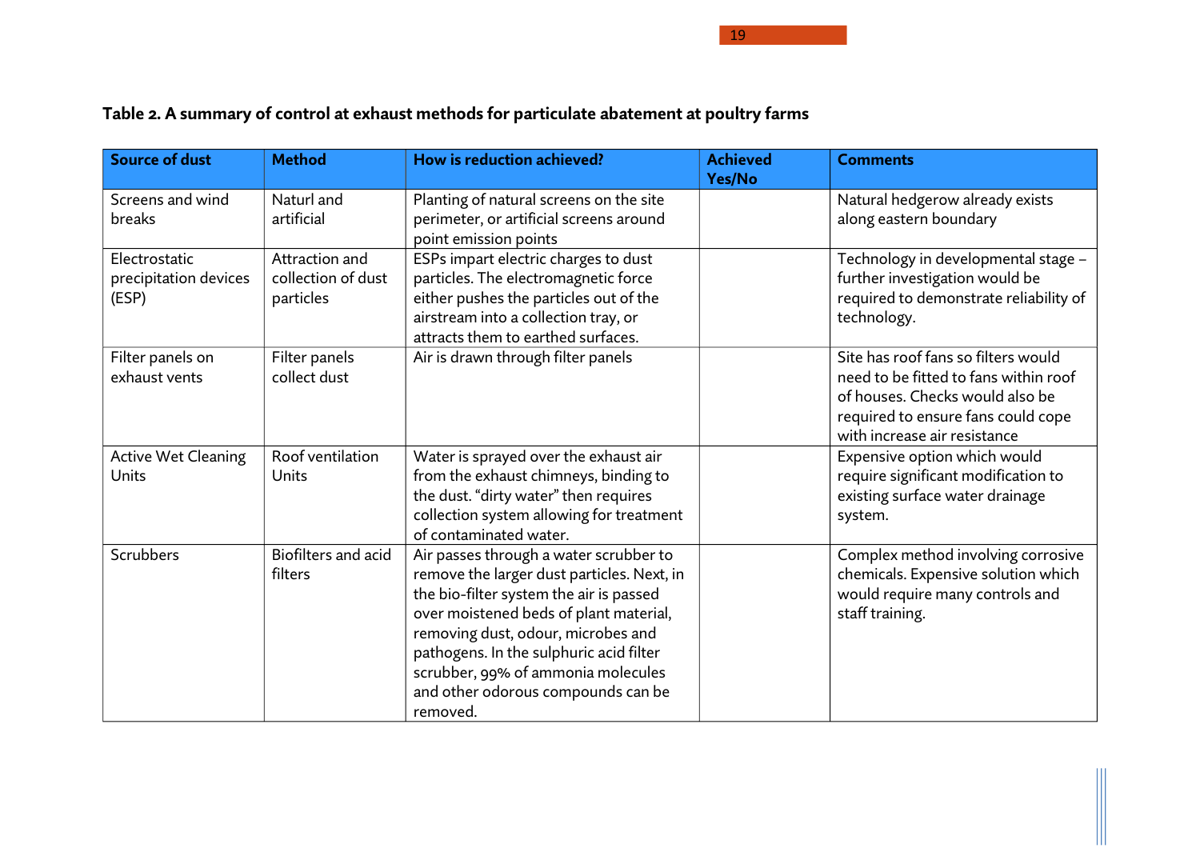**Table 2. A summary of control at exhaust methods for particulate abatement at poultry farms**

| Source of dust | Method | How is reduction achieved? | Achieved Yes/No | Comments |
|---|---|---|---|---|
| Screens and wind breaks | Naturl and artificial | Planting of natural screens on the site perimeter, or artificial screens around point emission points | | Natural hedgerow already exists along eastern boundary |
| Electrostatic precipitation devices (ESP) | Attraction and collection of dust particles | ESPs impart electric charges to dust particles. The electromagnetic force either pushes the particles out of the airstream into a collection tray, or attracts them to earthed surfaces. | | Technology in developmental stage – further investigation would be required to demonstrate reliability of technology. |
| Filter panels on exhaust vents | Filter panels collect dust | Air is drawn through filter panels | | Site has roof fans so filters would need to be fitted to fans within roof of houses. Checks would also be required to ensure fans could cope with increase air resistance |
| Active Wet Cleaning Units | Roof ventilation Units | Water is sprayed over the exhaust air from the exhaust chimneys, binding to the dust. "dirty water" then requires collection system allowing for treatment of contaminated water. | | Expensive option which would require significant modification to existing surface water drainage system. |
| Scrubbers | Biofilters and acid filters | Air passes through a water scrubber to remove the larger dust particles. Next, in the bio-filter system the air is passed over moistened beds of plant material, removing dust, odour, microbes and pathogens. In the sulphuric acid filter scrubber, 99% of ammonia molecules and other odorous compounds can be removed. | | Complex method involving corrosive chemicals. Expensive solution which would require many controls and staff training. |